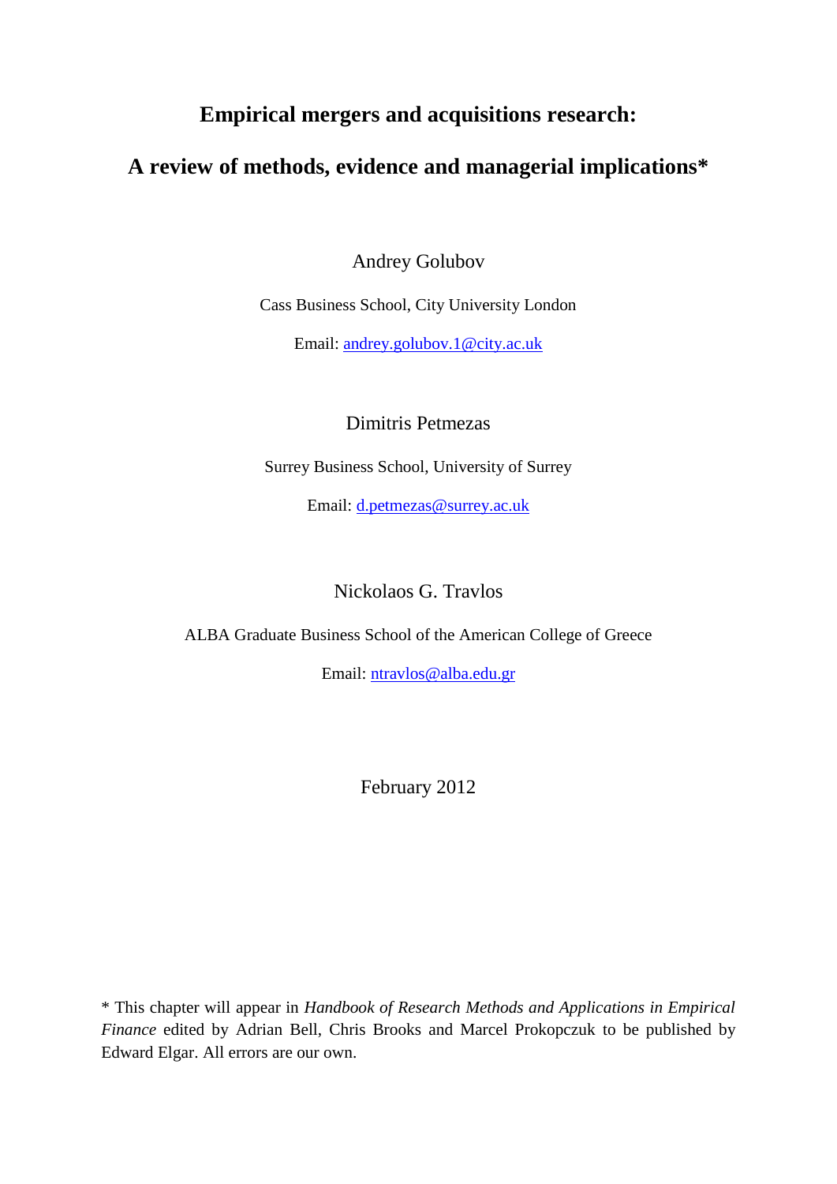# Empirical mergers and acquisitions research:

# A review of methods, evidence and managerial implications*

Andrey Golubov

Cass Business School, City University London

Email: andrey.golubov.1@city.ac.uk

Dimitris Petmezas

Surrey Business School, University of Surrey

Email: d.petmezas@surrey.ac.uk

Nickolaos G. Travlos

ALBA Graduate Business School of the American College of Greece

Email: ntravlos@alba.edu.gr

February 2012

\* This chapter will appear in *Handbook of Research Methods and Applications in Empirical Finance* edited by Adrian Bell, Chris Brooks and Marcel Prokopczuk to be published by Edward Elgar. All errors are our own.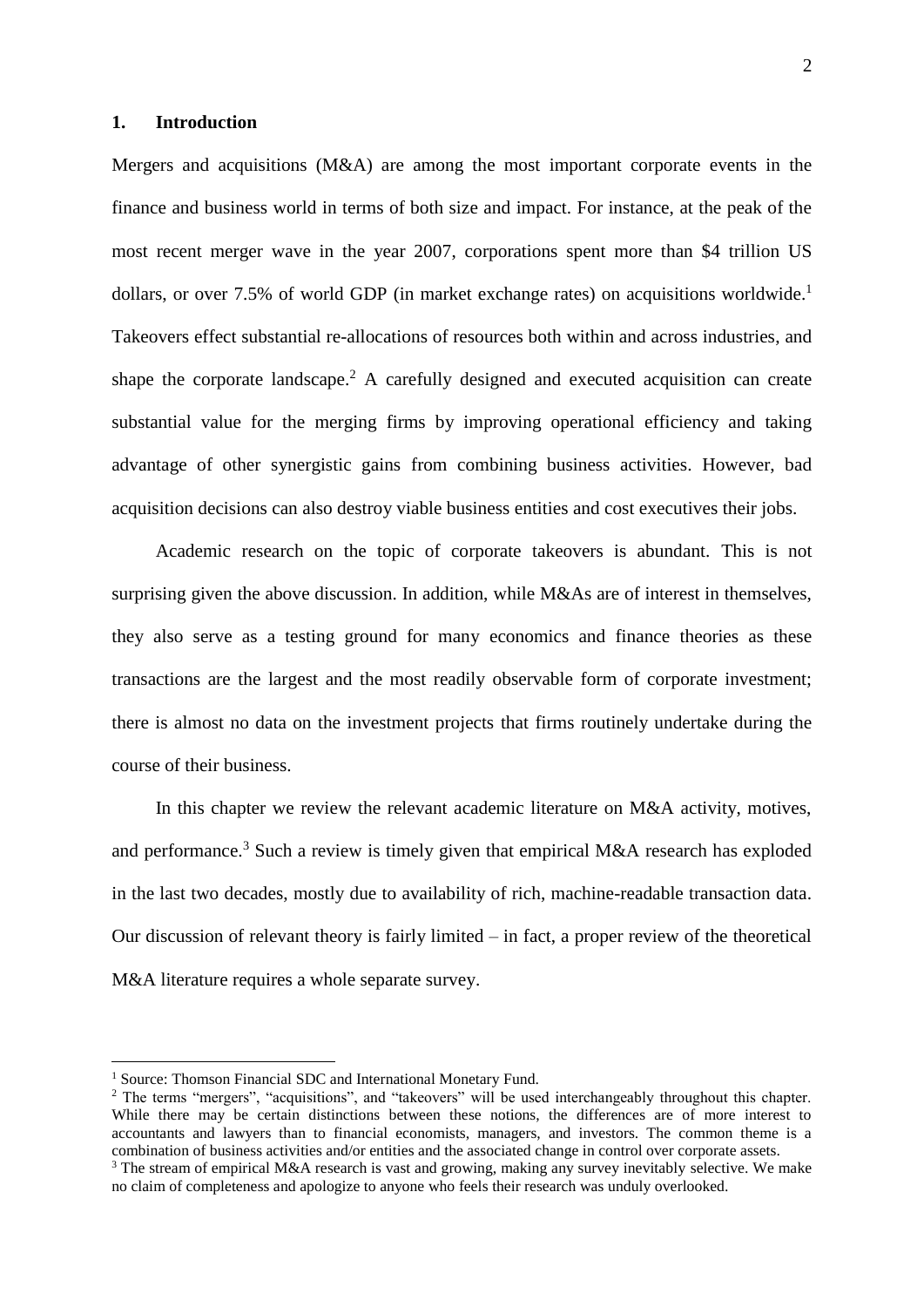## 1. Introduction

Mergers and acquisitions (M&A) are among the most important corporate events in the finance and business world in terms of both size and impact. For instance, at the peak of the most recent merger wave in the year 2007, corporations spent more than $4 trillion US dollars, or over 7.5% of world GDP (in market exchange rates) on acquisitions worldwide.[1] Takeovers effect substantial re-allocations of resources both within and across industries, and shape the corporate landscape.[2] A carefully designed and executed acquisition can create substantial value for the merging firms by improving operational efficiency and taking advantage of other synergistic gains from combining business activities. However, bad acquisition decisions can also destroy viable business entities and cost executives their jobs.

Academic research on the topic of corporate takeovers is abundant. This is not surprising given the above discussion. In addition, while M&As are of interest in themselves, they also serve as a testing ground for many economics and finance theories as these transactions are the largest and the most readily observable form of corporate investment; there is almost no data on the investment projects that firms routinely undertake during the course of their business.

In this chapter we review the relevant academic literature on M&A activity, motives, and performance.[3] Such a review is timely given that empirical M&A research has exploded in the last two decades, mostly due to availability of rich, machine-readable transaction data. Our discussion of relevant theory is fairly limited – in fact, a proper review of the theoretical M&A literature requires a whole separate survey.

---

[1] Source: Thomson Financial SDC and International Monetary Fund.

[2] The terms "mergers", "acquisitions", and "takeovers" will be used interchangeably throughout this chapter. While there may be certain distinctions between these notions, the differences are of more interest to accountants and lawyers than to financial economists, managers, and investors. The common theme is a combination of business activities and/or entities and the associated change in control over corporate assets.

[3] The stream of empirical M&A research is vast and growing, making any survey inevitably selective. We make no claim of completeness and apologize to anyone who feels their research was unduly overlooked.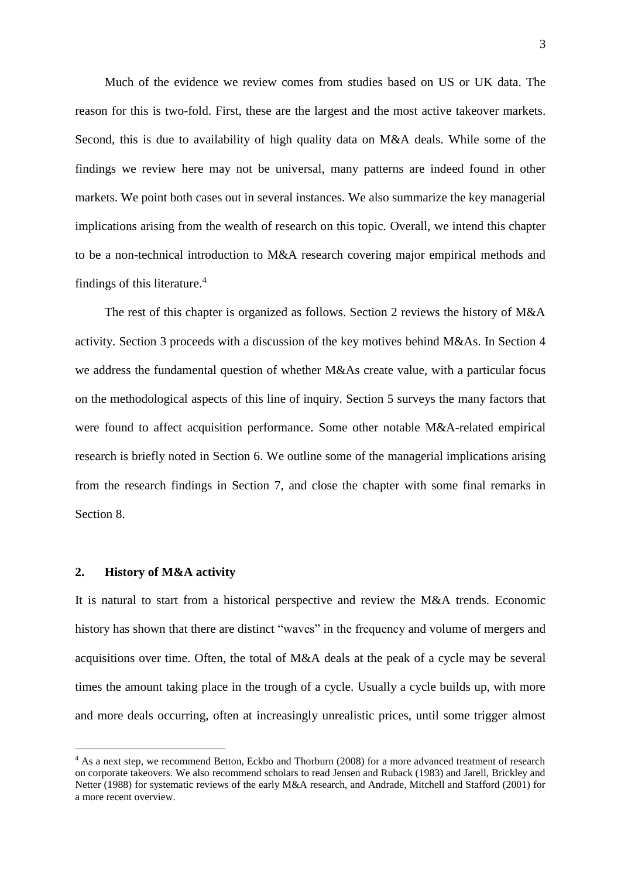Much of the evidence we review comes from studies based on US or UK data. The reason for this is two-fold. First, these are the largest and the most active takeover markets. Second, this is due to availability of high quality data on M&A deals. While some of the findings we review here may not be universal, many patterns are indeed found in other markets. We point both cases out in several instances. We also summarize the key managerial implications arising from the wealth of research on this topic. Overall, we intend this chapter to be a non-technical introduction to M&A research covering major empirical methods and findings of this literature.[4]

The rest of this chapter is organized as follows. Section 2 reviews the history of M&A activity. Section 3 proceeds with a discussion of the key motives behind M&As. In Section 4 we address the fundamental question of whether M&As create value, with a particular focus on the methodological aspects of this line of inquiry. Section 5 surveys the many factors that were found to affect acquisition performance. Some other notable M&A-related empirical research is briefly noted in Section 6. We outline some of the managerial implications arising from the research findings in Section 7, and close the chapter with some final remarks in Section 8.

## 2. History of M&A activity

It is natural to start from a historical perspective and review the M&A trends. Economic history has shown that there are distinct "waves" in the frequency and volume of mergers and acquisitions over time. Often, the total of M&A deals at the peak of a cycle may be several times the amount taking place in the trough of a cycle. Usually a cycle builds up, with more and more deals occurring, often at increasingly unrealistic prices, until some trigger almost

---

[4] As a next step, we recommend Betton, Eckbo and Thorburn (2008) for a more advanced treatment of research on corporate takeovers. We also recommend scholars to read Jensen and Ruback (1983) and Jarell, Brickley and Netter (1988) for systematic reviews of the early M&A research, and Andrade, Mitchell and Stafford (2001) for a more recent overview.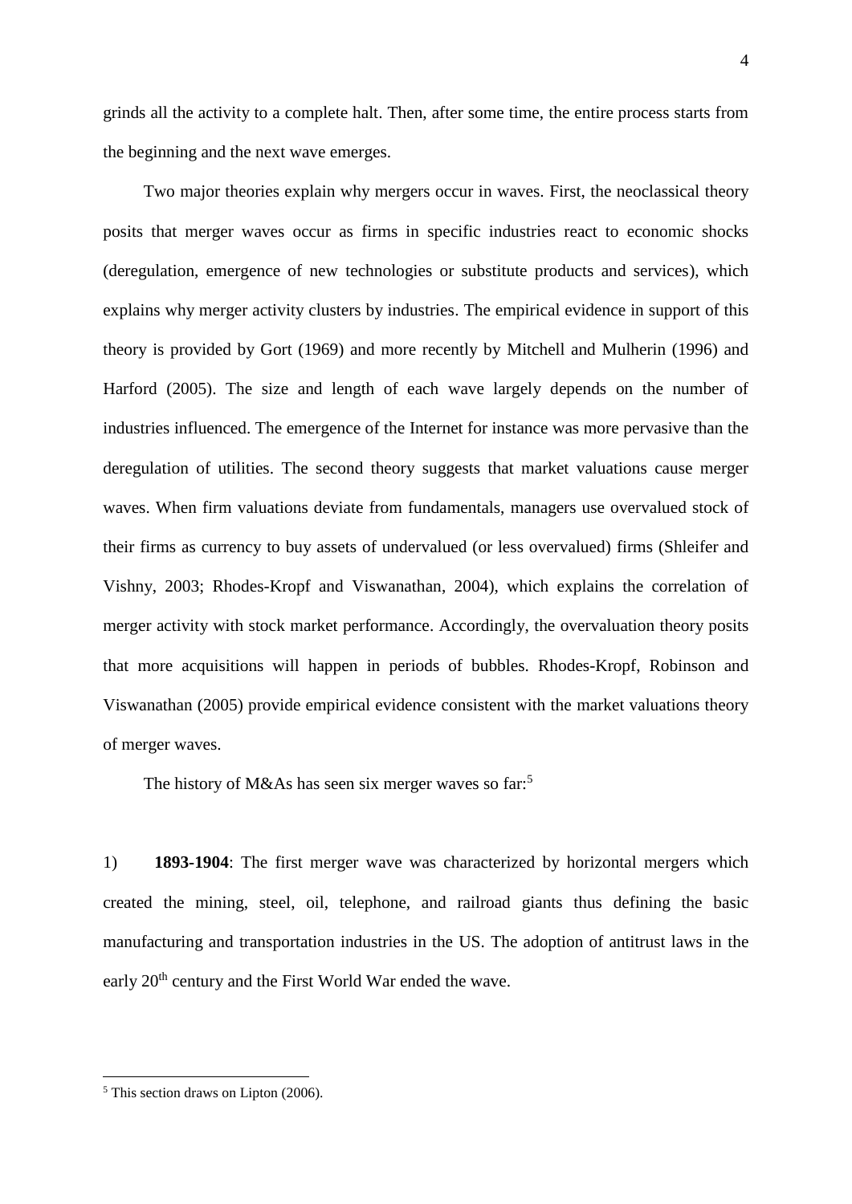grinds all the activity to a complete halt. Then, after some time, the entire process starts from the beginning and the next wave emerges.

Two major theories explain why mergers occur in waves. First, the neoclassical theory posits that merger waves occur as firms in specific industries react to economic shocks (deregulation, emergence of new technologies or substitute products and services), which explains why merger activity clusters by industries. The empirical evidence in support of this theory is provided by Gort (1969) and more recently by Mitchell and Mulherin (1996) and Harford (2005). The size and length of each wave largely depends on the number of industries influenced. The emergence of the Internet for instance was more pervasive than the deregulation of utilities. The second theory suggests that market valuations cause merger waves. When firm valuations deviate from fundamentals, managers use overvalued stock of their firms as currency to buy assets of undervalued (or less overvalued) firms (Shleifer and Vishny, 2003; Rhodes-Kropf and Viswanathan, 2004), which explains the correlation of merger activity with stock market performance. Accordingly, the overvaluation theory posits that more acquisitions will happen in periods of bubbles. Rhodes-Kropf, Robinson and Viswanathan (2005) provide empirical evidence consistent with the market valuations theory of merger waves.

The history of M&As has seen six merger waves so far:[5]

1) **1893-1904**: The first merger wave was characterized by horizontal mergers which created the mining, steel, oil, telephone, and railroad giants thus defining the basic manufacturing and transportation industries in the US. The adoption of antitrust laws in the early 20th century and the First World War ended the wave.

[5] This section draws on Lipton (2006).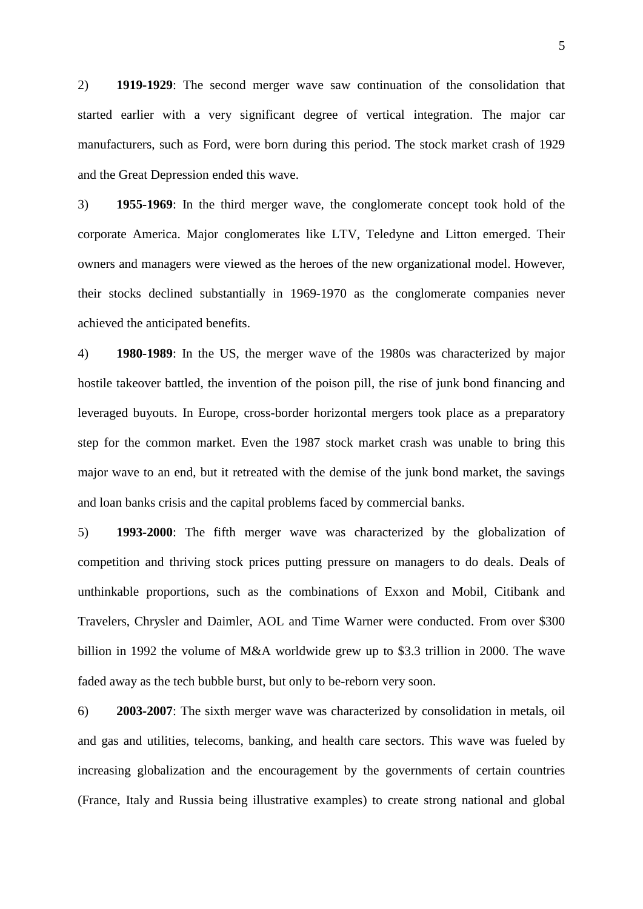2) **1919-1929**: The second merger wave saw continuation of the consolidation that started earlier with a very significant degree of vertical integration. The major car manufacturers, such as Ford, were born during this period. The stock market crash of 1929 and the Great Depression ended this wave.

3) **1955-1969**: In the third merger wave, the conglomerate concept took hold of the corporate America. Major conglomerates like LTV, Teledyne and Litton emerged. Their owners and managers were viewed as the heroes of the new organizational model. However, their stocks declined substantially in 1969-1970 as the conglomerate companies never achieved the anticipated benefits.

4) **1980-1989**: In the US, the merger wave of the 1980s was characterized by major hostile takeover battled, the invention of the poison pill, the rise of junk bond financing and leveraged buyouts. In Europe, cross-border horizontal mergers took place as a preparatory step for the common market. Even the 1987 stock market crash was unable to bring this major wave to an end, but it retreated with the demise of the junk bond market, the savings and loan banks crisis and the capital problems faced by commercial banks.

5) **1993-2000**: The fifth merger wave was characterized by the globalization of competition and thriving stock prices putting pressure on managers to do deals. Deals of unthinkable proportions, such as the combinations of Exxon and Mobil, Citibank and Travelers, Chrysler and Daimler, AOL and Time Warner were conducted. From over $300 billion in 1992 the volume of M&A worldwide grew up to $3.3 trillion in 2000. The wave faded away as the tech bubble burst, but only to be-reborn very soon.

6) **2003-2007**: The sixth merger wave was characterized by consolidation in metals, oil and gas and utilities, telecoms, banking, and health care sectors. This wave was fueled by increasing globalization and the encouragement by the governments of certain countries (France, Italy and Russia being illustrative examples) to create strong national and global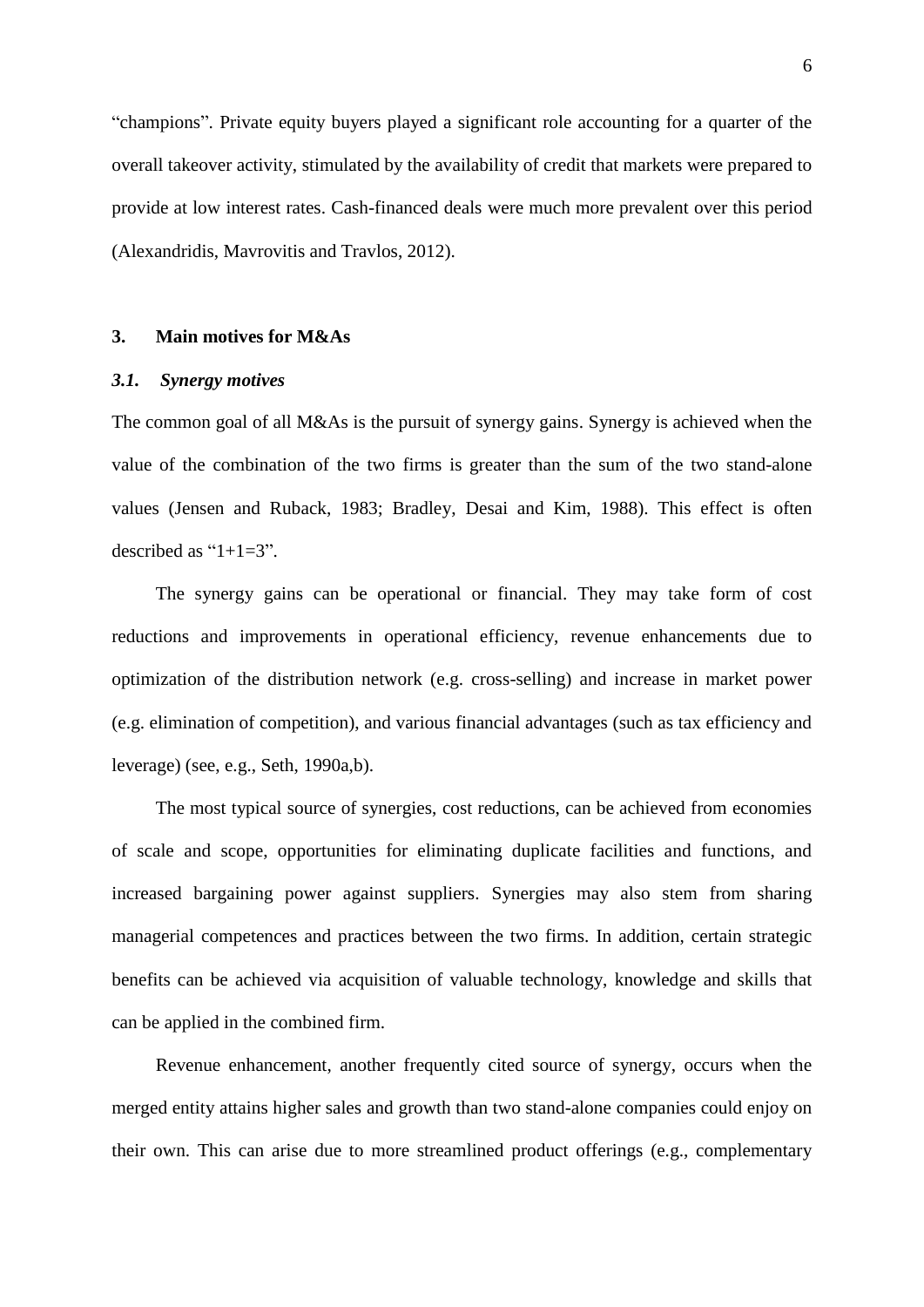"champions". Private equity buyers played a significant role accounting for a quarter of the overall takeover activity, stimulated by the availability of credit that markets were prepared to provide at low interest rates. Cash-financed deals were much more prevalent over this period (Alexandridis, Mavrovitis and Travlos, 2012).

## 3. Main motives for M&As

### *3.1. Synergy motives*

The common goal of all M&As is the pursuit of synergy gains. Synergy is achieved when the value of the combination of the two firms is greater than the sum of the two stand-alone values (Jensen and Ruback, 1983; Bradley, Desai and Kim, 1988). This effect is often described as "1+1=3".

The synergy gains can be operational or financial. They may take form of cost reductions and improvements in operational efficiency, revenue enhancements due to optimization of the distribution network (e.g. cross-selling) and increase in market power (e.g. elimination of competition), and various financial advantages (such as tax efficiency and leverage) (see, e.g., Seth, 1990a,b).

The most typical source of synergies, cost reductions, can be achieved from economies of scale and scope, opportunities for eliminating duplicate facilities and functions, and increased bargaining power against suppliers. Synergies may also stem from sharing managerial competences and practices between the two firms. In addition, certain strategic benefits can be achieved via acquisition of valuable technology, knowledge and skills that can be applied in the combined firm.

Revenue enhancement, another frequently cited source of synergy, occurs when the merged entity attains higher sales and growth than two stand-alone companies could enjoy on their own. This can arise due to more streamlined product offerings (e.g., complementary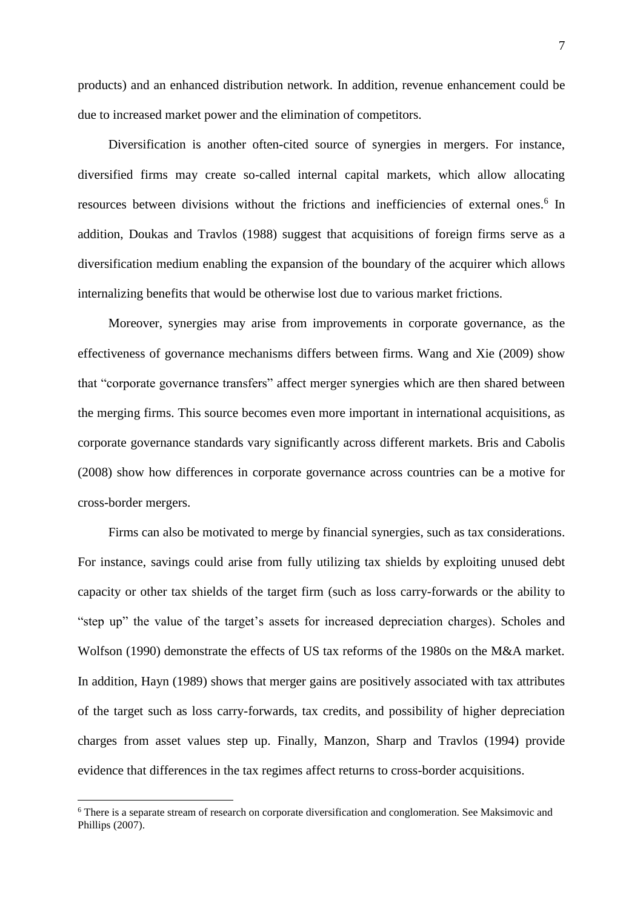products) and an enhanced distribution network. In addition, revenue enhancement could be due to increased market power and the elimination of competitors.

Diversification is another often-cited source of synergies in mergers. For instance, diversified firms may create so-called internal capital markets, which allow allocating resources between divisions without the frictions and inefficiencies of external ones.[6] In addition, Doukas and Travlos (1988) suggest that acquisitions of foreign firms serve as a diversification medium enabling the expansion of the boundary of the acquirer which allows internalizing benefits that would be otherwise lost due to various market frictions.

Moreover, synergies may arise from improvements in corporate governance, as the effectiveness of governance mechanisms differs between firms. Wang and Xie (2009) show that "corporate governance transfers" affect merger synergies which are then shared between the merging firms. This source becomes even more important in international acquisitions, as corporate governance standards vary significantly across different markets. Bris and Cabolis (2008) show how differences in corporate governance across countries can be a motive for cross-border mergers.

Firms can also be motivated to merge by financial synergies, such as tax considerations. For instance, savings could arise from fully utilizing tax shields by exploiting unused debt capacity or other tax shields of the target firm (such as loss carry-forwards or the ability to "step up" the value of the target's assets for increased depreciation charges). Scholes and Wolfson (1990) demonstrate the effects of US tax reforms of the 1980s on the M&A market. In addition, Hayn (1989) shows that merger gains are positively associated with tax attributes of the target such as loss carry-forwards, tax credits, and possibility of higher depreciation charges from asset values step up. Finally, Manzon, Sharp and Travlos (1994) provide evidence that differences in the tax regimes affect returns to cross-border acquisitions.

[6] There is a separate stream of research on corporate diversification and conglomeration. See Maksimovic and Phillips (2007).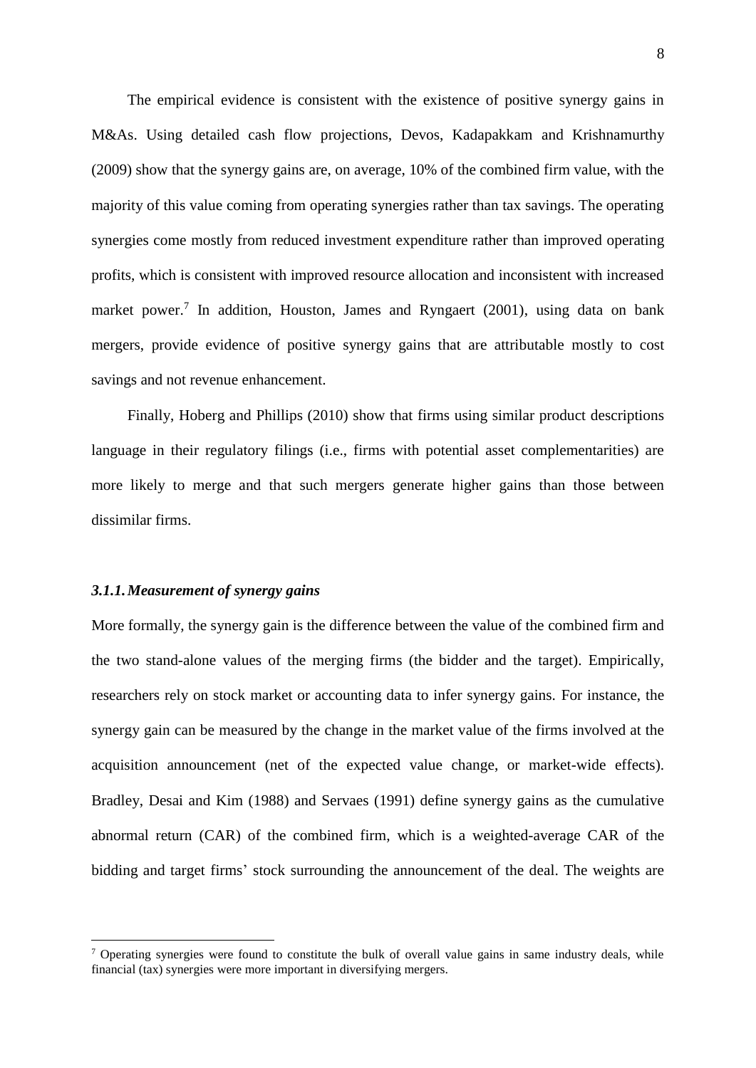The empirical evidence is consistent with the existence of positive synergy gains in M&As. Using detailed cash flow projections, Devos, Kadapakkam and Krishnamurthy (2009) show that the synergy gains are, on average, 10% of the combined firm value, with the majority of this value coming from operating synergies rather than tax savings. The operating synergies come mostly from reduced investment expenditure rather than improved operating profits, which is consistent with improved resource allocation and inconsistent with increased market power.[7] In addition, Houston, James and Ryngaert (2001), using data on bank mergers, provide evidence of positive synergy gains that are attributable mostly to cost savings and not revenue enhancement.

Finally, Hoberg and Phillips (2010) show that firms using similar product descriptions language in their regulatory filings (i.e., firms with potential asset complementarities) are more likely to merge and that such mergers generate higher gains than those between dissimilar firms.

### *3.1.1. Measurement of synergy gains*

More formally, the synergy gain is the difference between the value of the combined firm and the two stand-alone values of the merging firms (the bidder and the target). Empirically, researchers rely on stock market or accounting data to infer synergy gains. For instance, the synergy gain can be measured by the change in the market value of the firms involved at the acquisition announcement (net of the expected value change, or market-wide effects). Bradley, Desai and Kim (1988) and Servaes (1991) define synergy gains as the cumulative abnormal return (CAR) of the combined firm, which is a weighted-average CAR of the bidding and target firms' stock surrounding the announcement of the deal. The weights are

---

[7] Operating synergies were found to constitute the bulk of overall value gains in same industry deals, while financial (tax) synergies were more important in diversifying mergers.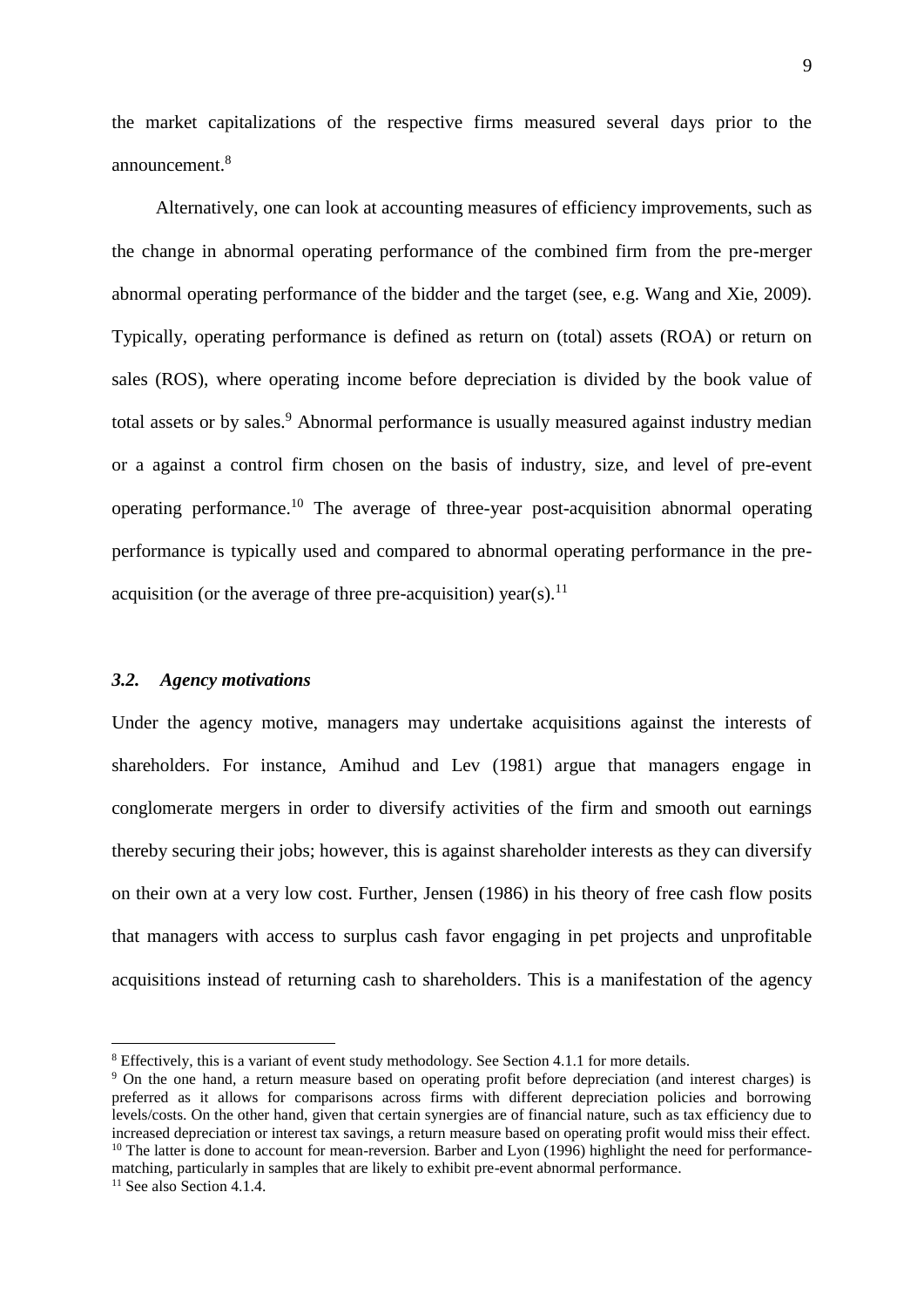the market capitalizations of the respective firms measured several days prior to the announcement.[8]

Alternatively, one can look at accounting measures of efficiency improvements, such as the change in abnormal operating performance of the combined firm from the pre-merger abnormal operating performance of the bidder and the target (see, e.g. Wang and Xie, 2009). Typically, operating performance is defined as return on (total) assets (ROA) or return on sales (ROS), where operating income before depreciation is divided by the book value of total assets or by sales.[9] Abnormal performance is usually measured against industry median or a against a control firm chosen on the basis of industry, size, and level of pre-event operating performance.[10] The average of three-year post-acquisition abnormal operating performance is typically used and compared to abnormal operating performance in the pre-acquisition (or the average of three pre-acquisition) year(s).[11]

### *3.2. Agency motivations*

Under the agency motive, managers may undertake acquisitions against the interests of shareholders. For instance, Amihud and Lev (1981) argue that managers engage in conglomerate mergers in order to diversify activities of the firm and smooth out earnings thereby securing their jobs; however, this is against shareholder interests as they can diversify on their own at a very low cost. Further, Jensen (1986) in his theory of free cash flow posits that managers with access to surplus cash favor engaging in pet projects and unprofitable acquisitions instead of returning cash to shareholders. This is a manifestation of the agency

---

[8] Effectively, this is a variant of event study methodology. See Section 4.1.1 for more details.

[9] On the one hand, a return measure based on operating profit before depreciation (and interest charges) is preferred as it allows for comparisons across firms with different depreciation policies and borrowing levels/costs. On the other hand, given that certain synergies are of financial nature, such as tax efficiency due to increased depreciation or interest tax savings, a return measure based on operating profit would miss their effect.

[10] The latter is done to account for mean-reversion. Barber and Lyon (1996) highlight the need for performance-matching, particularly in samples that are likely to exhibit pre-event abnormal performance.

[11] See also Section 4.1.4.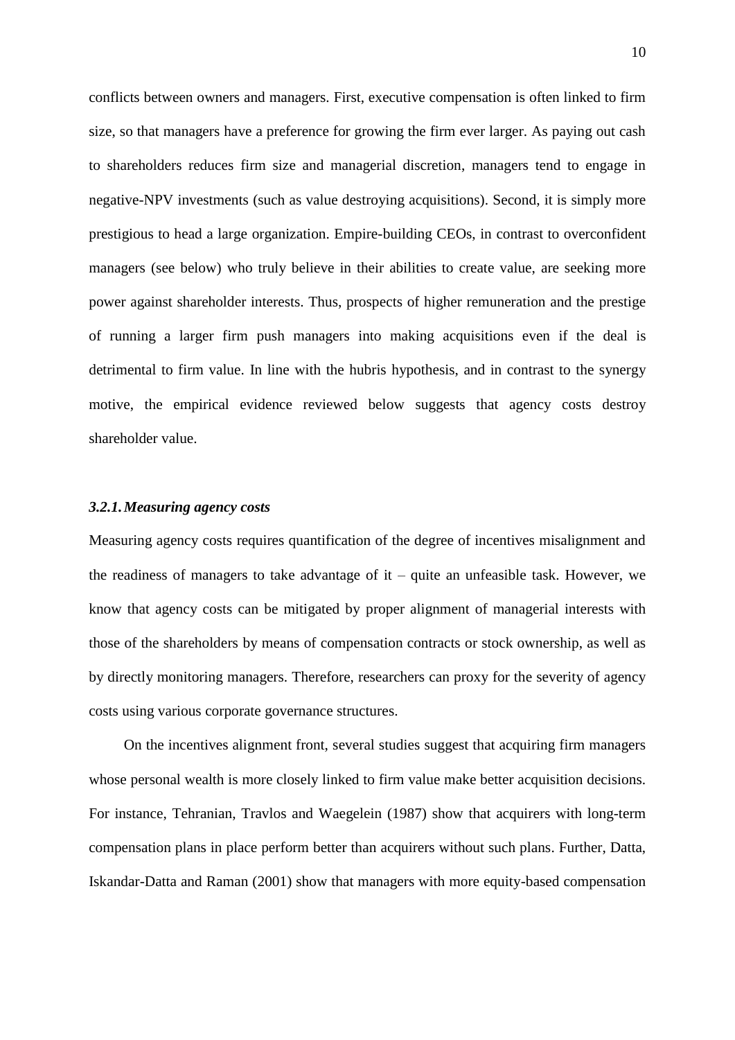conflicts between owners and managers. First, executive compensation is often linked to firm size, so that managers have a preference for growing the firm ever larger. As paying out cash to shareholders reduces firm size and managerial discretion, managers tend to engage in negative-NPV investments (such as value destroying acquisitions). Second, it is simply more prestigious to head a large organization. Empire-building CEOs, in contrast to overconfident managers (see below) who truly believe in their abilities to create value, are seeking more power against shareholder interests. Thus, prospects of higher remuneration and the prestige of running a larger firm push managers into making acquisitions even if the deal is detrimental to firm value. In line with the hubris hypothesis, and in contrast to the synergy motive, the empirical evidence reviewed below suggests that agency costs destroy shareholder value.

### *3.2.1. Measuring agency costs*

Measuring agency costs requires quantification of the degree of incentives misalignment and the readiness of managers to take advantage of it – quite an unfeasible task. However, we know that agency costs can be mitigated by proper alignment of managerial interests with those of the shareholders by means of compensation contracts or stock ownership, as well as by directly monitoring managers. Therefore, researchers can proxy for the severity of agency costs using various corporate governance structures.

On the incentives alignment front, several studies suggest that acquiring firm managers whose personal wealth is more closely linked to firm value make better acquisition decisions. For instance, Tehranian, Travlos and Waegelein (1987) show that acquirers with long-term compensation plans in place perform better than acquirers without such plans. Further, Datta, Iskandar-Datta and Raman (2001) show that managers with more equity-based compensation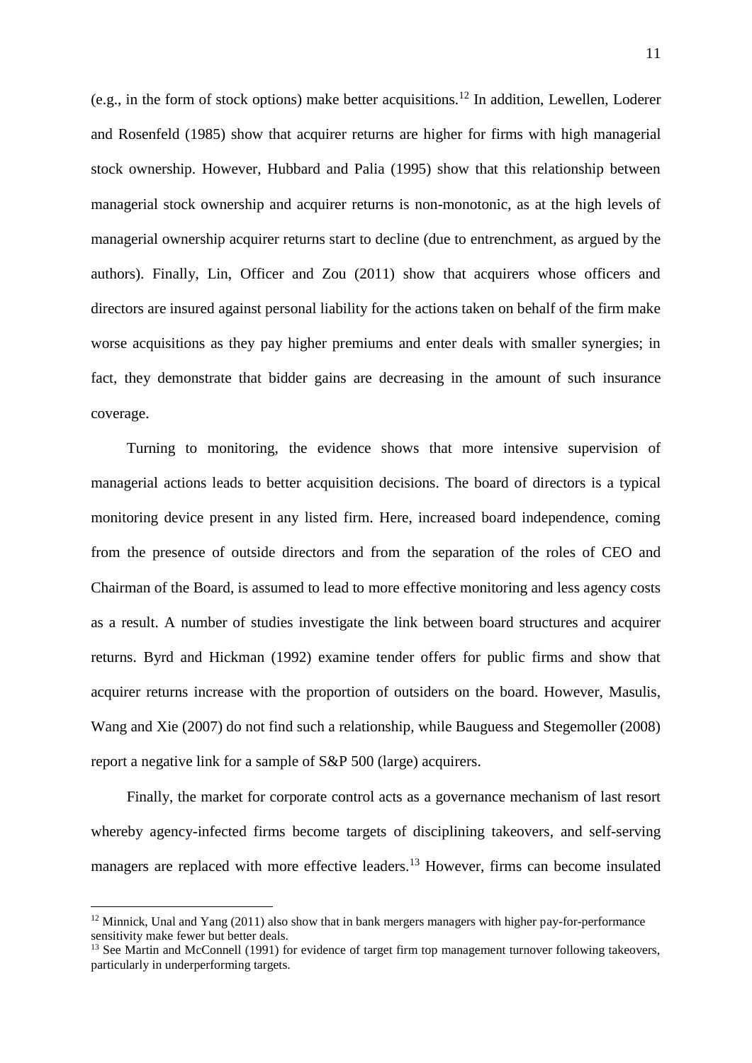(e.g., in the form of stock options) make better acquisitions.[12] In addition, Lewellen, Loderer and Rosenfeld (1985) show that acquirer returns are higher for firms with high managerial stock ownership. However, Hubbard and Palia (1995) show that this relationship between managerial stock ownership and acquirer returns is non-monotonic, as at the high levels of managerial ownership acquirer returns start to decline (due to entrenchment, as argued by the authors). Finally, Lin, Officer and Zou (2011) show that acquirers whose officers and directors are insured against personal liability for the actions taken on behalf of the firm make worse acquisitions as they pay higher premiums and enter deals with smaller synergies; in fact, they demonstrate that bidder gains are decreasing in the amount of such insurance coverage.

Turning to monitoring, the evidence shows that more intensive supervision of managerial actions leads to better acquisition decisions. The board of directors is a typical monitoring device present in any listed firm. Here, increased board independence, coming from the presence of outside directors and from the separation of the roles of CEO and Chairman of the Board, is assumed to lead to more effective monitoring and less agency costs as a result. A number of studies investigate the link between board structures and acquirer returns. Byrd and Hickman (1992) examine tender offers for public firms and show that acquirer returns increase with the proportion of outsiders on the board. However, Masulis, Wang and Xie (2007) do not find such a relationship, while Bauguess and Stegemoller (2008) report a negative link for a sample of S&P 500 (large) acquirers.

Finally, the market for corporate control acts as a governance mechanism of last resort whereby agency-infected firms become targets of disciplining takeovers, and self-serving managers are replaced with more effective leaders.[13] However, firms can become insulated

---

[12] Minnick, Unal and Yang (2011) also show that in bank mergers managers with higher pay-for-performance sensitivity make fewer but better deals.

[13] See Martin and McConnell (1991) for evidence of target firm top management turnover following takeovers, particularly in underperforming targets.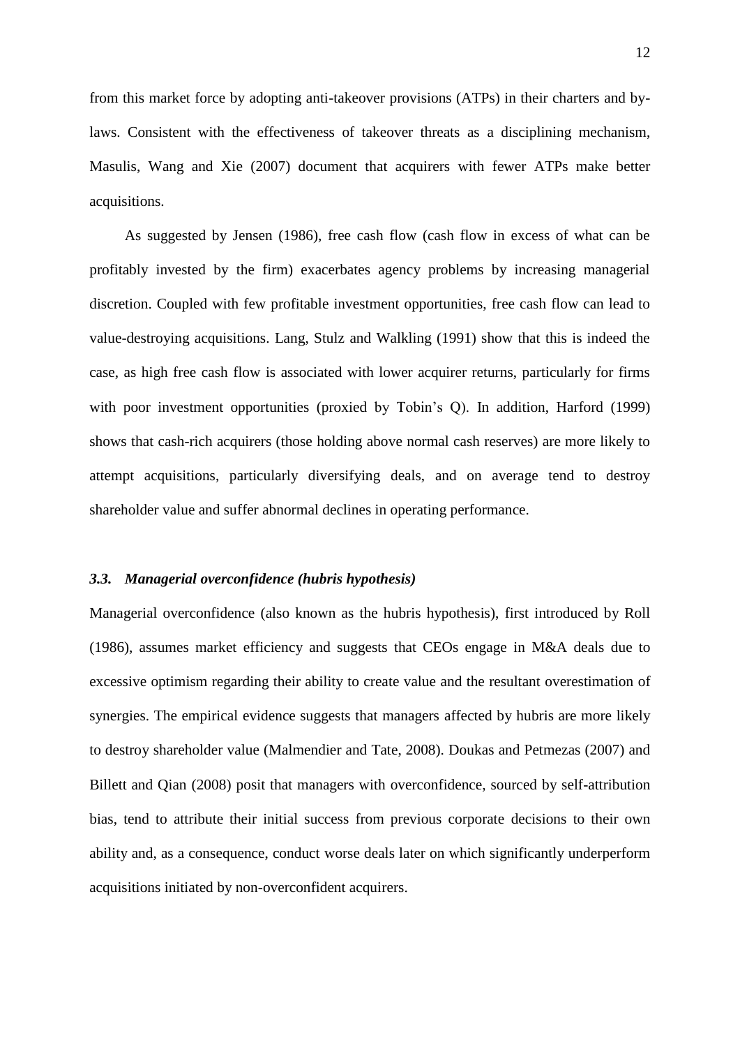from this market force by adopting anti-takeover provisions (ATPs) in their charters and by-laws. Consistent with the effectiveness of takeover threats as a disciplining mechanism, Masulis, Wang and Xie (2007) document that acquirers with fewer ATPs make better acquisitions.

As suggested by Jensen (1986), free cash flow (cash flow in excess of what can be profitably invested by the firm) exacerbates agency problems by increasing managerial discretion. Coupled with few profitable investment opportunities, free cash flow can lead to value-destroying acquisitions. Lang, Stulz and Walkling (1991) show that this is indeed the case, as high free cash flow is associated with lower acquirer returns, particularly for firms with poor investment opportunities (proxied by Tobin's Q). In addition, Harford (1999) shows that cash-rich acquirers (those holding above normal cash reserves) are more likely to attempt acquisitions, particularly diversifying deals, and on average tend to destroy shareholder value and suffer abnormal declines in operating performance.

### *3.3. Managerial overconfidence (hubris hypothesis)*

Managerial overconfidence (also known as the hubris hypothesis), first introduced by Roll (1986), assumes market efficiency and suggests that CEOs engage in M&A deals due to excessive optimism regarding their ability to create value and the resultant overestimation of synergies. The empirical evidence suggests that managers affected by hubris are more likely to destroy shareholder value (Malmendier and Tate, 2008). Doukas and Petmezas (2007) and Billett and Qian (2008) posit that managers with overconfidence, sourced by self-attribution bias, tend to attribute their initial success from previous corporate decisions to their own ability and, as a consequence, conduct worse deals later on which significantly underperform acquisitions initiated by non-overconfident acquirers.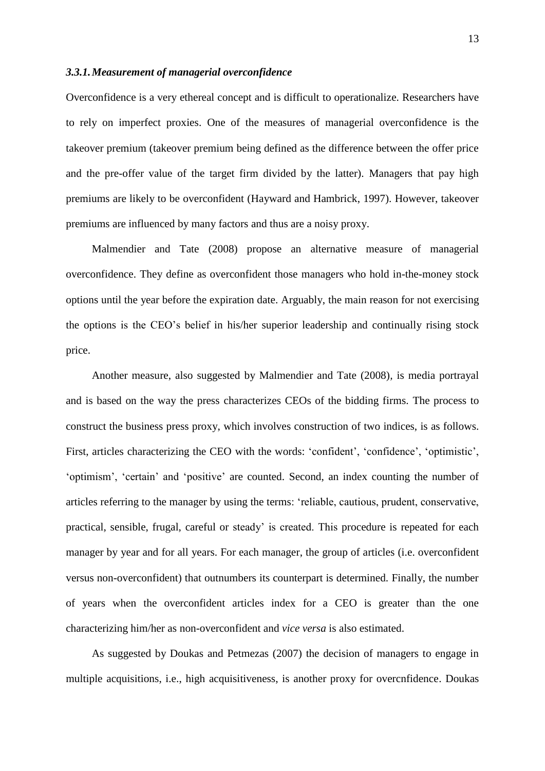### *3.3.1. Measurement of managerial overconfidence*

Overconfidence is a very ethereal concept and is difficult to operationalize. Researchers have to rely on imperfect proxies. One of the measures of managerial overconfidence is the takeover premium (takeover premium being defined as the difference between the offer price and the pre-offer value of the target firm divided by the latter). Managers that pay high premiums are likely to be overconfident (Hayward and Hambrick, 1997). However, takeover premiums are influenced by many factors and thus are a noisy proxy.

Malmendier and Tate (2008) propose an alternative measure of managerial overconfidence. They define as overconfident those managers who hold in-the-money stock options until the year before the expiration date. Arguably, the main reason for not exercising the options is the CEO's belief in his/her superior leadership and continually rising stock price.

Another measure, also suggested by Malmendier and Tate (2008), is media portrayal and is based on the way the press characterizes CEOs of the bidding firms. The process to construct the business press proxy, which involves construction of two indices, is as follows. First, articles characterizing the CEO with the words: 'confident', 'confidence', 'optimistic', 'optimism', 'certain' and 'positive' are counted. Second, an index counting the number of articles referring to the manager by using the terms: 'reliable, cautious, prudent, conservative, practical, sensible, frugal, careful or steady' is created. This procedure is repeated for each manager by year and for all years. For each manager, the group of articles (i.e. overconfident versus non-overconfident) that outnumbers its counterpart is determined. Finally, the number of years when the overconfident articles index for a CEO is greater than the one characterizing him/her as non-overconfident and *vice versa* is also estimated.

As suggested by Doukas and Petmezas (2007) the decision of managers to engage in multiple acquisitions, i.e., high acquisitiveness, is another proxy for overcnfidence. Doukas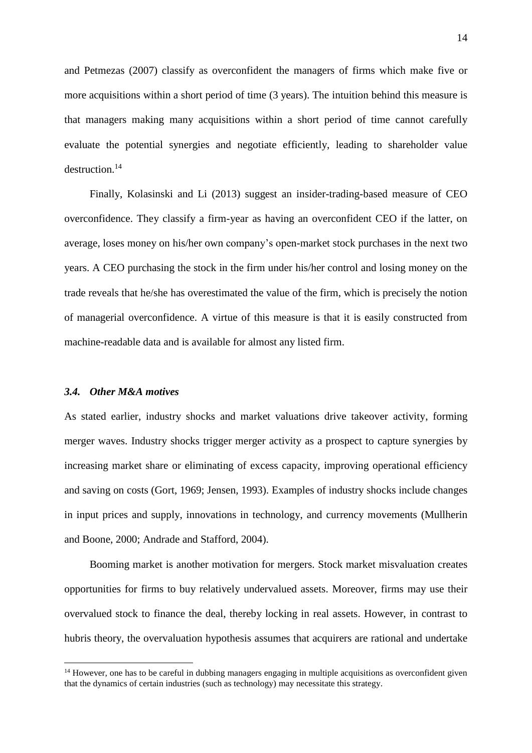and Petmezas (2007) classify as overconfident the managers of firms which make five or more acquisitions within a short period of time (3 years). The intuition behind this measure is that managers making many acquisitions within a short period of time cannot carefully evaluate the potential synergies and negotiate efficiently, leading to shareholder value destruction.[14]

Finally, Kolasinski and Li (2013) suggest an insider-trading-based measure of CEO overconfidence. They classify a firm-year as having an overconfident CEO if the latter, on average, loses money on his/her own company's open-market stock purchases in the next two years. A CEO purchasing the stock in the firm under his/her control and losing money on the trade reveals that he/she has overestimated the value of the firm, which is precisely the notion of managerial overconfidence. A virtue of this measure is that it is easily constructed from machine-readable data and is available for almost any listed firm.

### *3.4. Other M&A motives*

As stated earlier, industry shocks and market valuations drive takeover activity, forming merger waves. Industry shocks trigger merger activity as a prospect to capture synergies by increasing market share or eliminating of excess capacity, improving operational efficiency and saving on costs (Gort, 1969; Jensen, 1993). Examples of industry shocks include changes in input prices and supply, innovations in technology, and currency movements (Mullherin and Boone, 2000; Andrade and Stafford, 2004).

Booming market is another motivation for mergers. Stock market misvaluation creates opportunities for firms to buy relatively undervalued assets. Moreover, firms may use their overvalued stock to finance the deal, thereby locking in real assets. However, in contrast to hubris theory, the overvaluation hypothesis assumes that acquirers are rational and undertake

[14] However, one has to be careful in dubbing managers engaging in multiple acquisitions as overconfident given that the dynamics of certain industries (such as technology) may necessitate this strategy.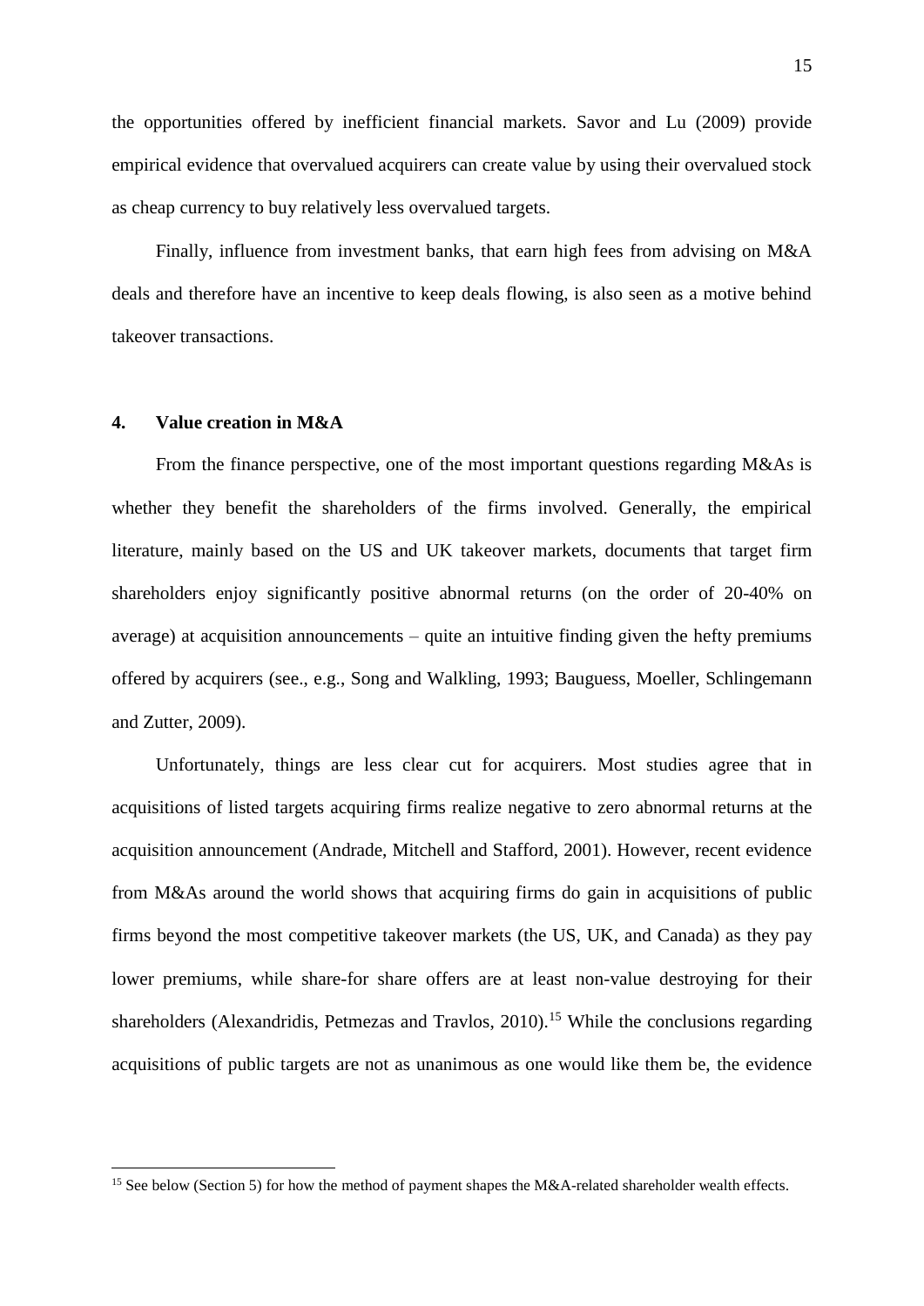the opportunities offered by inefficient financial markets. Savor and Lu (2009) provide empirical evidence that overvalued acquirers can create value by using their overvalued stock as cheap currency to buy relatively less overvalued targets.

Finally, influence from investment banks, that earn high fees from advising on M&A deals and therefore have an incentive to keep deals flowing, is also seen as a motive behind takeover transactions.

## 4. Value creation in M&A

From the finance perspective, one of the most important questions regarding M&As is whether they benefit the shareholders of the firms involved. Generally, the empirical literature, mainly based on the US and UK takeover markets, documents that target firm shareholders enjoy significantly positive abnormal returns (on the order of 20-40% on average) at acquisition announcements – quite an intuitive finding given the hefty premiums offered by acquirers (see., e.g., Song and Walkling, 1993; Bauguess, Moeller, Schlingemann and Zutter, 2009).

Unfortunately, things are less clear cut for acquirers. Most studies agree that in acquisitions of listed targets acquiring firms realize negative to zero abnormal returns at the acquisition announcement (Andrade, Mitchell and Stafford, 2001). However, recent evidence from M&As around the world shows that acquiring firms do gain in acquisitions of public firms beyond the most competitive takeover markets (the US, UK, and Canada) as they pay lower premiums, while share-for share offers are at least non-value destroying for their shareholders (Alexandridis, Petmezas and Travlos, 2010).[15] While the conclusions regarding acquisitions of public targets are not as unanimous as one would like them be, the evidence

[15] See below (Section 5) for how the method of payment shapes the M&A-related shareholder wealth effects.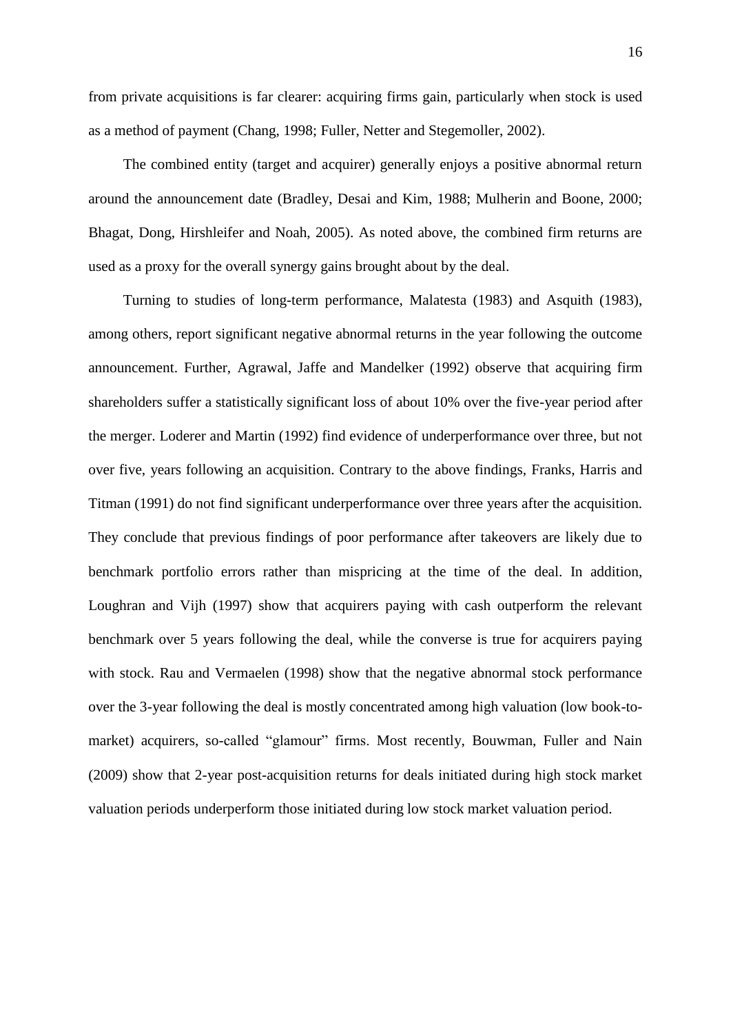from private acquisitions is far clearer: acquiring firms gain, particularly when stock is used as a method of payment (Chang, 1998; Fuller, Netter and Stegemoller, 2002).

The combined entity (target and acquirer) generally enjoys a positive abnormal return around the announcement date (Bradley, Desai and Kim, 1988; Mulherin and Boone, 2000; Bhagat, Dong, Hirshleifer and Noah, 2005). As noted above, the combined firm returns are used as a proxy for the overall synergy gains brought about by the deal.

Turning to studies of long-term performance, Malatesta (1983) and Asquith (1983), among others, report significant negative abnormal returns in the year following the outcome announcement. Further, Agrawal, Jaffe and Mandelker (1992) observe that acquiring firm shareholders suffer a statistically significant loss of about 10% over the five-year period after the merger. Loderer and Martin (1992) find evidence of underperformance over three, but not over five, years following an acquisition. Contrary to the above findings, Franks, Harris and Titman (1991) do not find significant underperformance over three years after the acquisition. They conclude that previous findings of poor performance after takeovers are likely due to benchmark portfolio errors rather than mispricing at the time of the deal. In addition, Loughran and Vijh (1997) show that acquirers paying with cash outperform the relevant benchmark over 5 years following the deal, while the converse is true for acquirers paying with stock. Rau and Vermaelen (1998) show that the negative abnormal stock performance over the 3-year following the deal is mostly concentrated among high valuation (low book-to-market) acquirers, so-called "glamour" firms. Most recently, Bouwman, Fuller and Nain (2009) show that 2-year post-acquisition returns for deals initiated during high stock market valuation periods underperform those initiated during low stock market valuation period.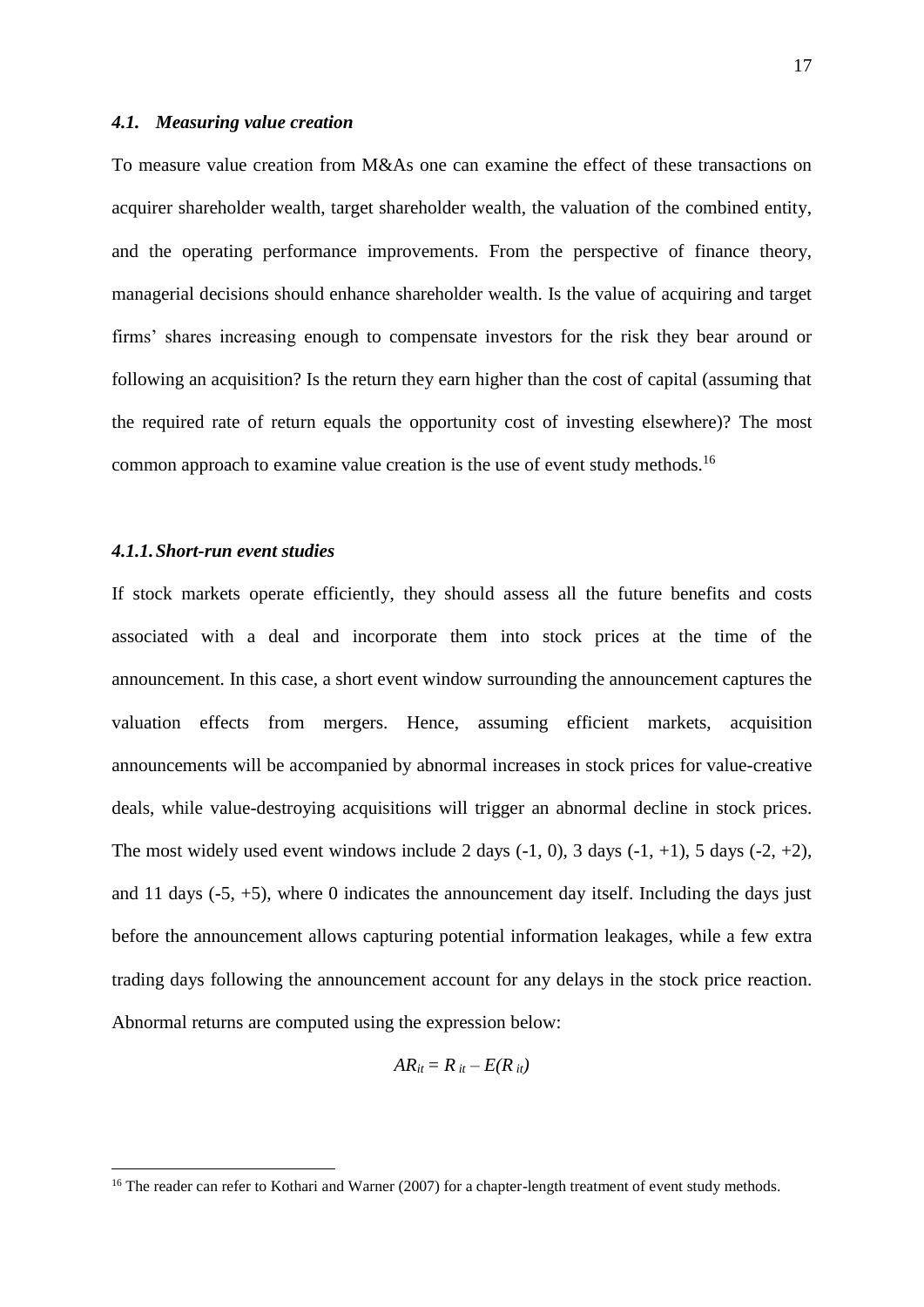### *4.1. Measuring value creation*

To measure value creation from M&As one can examine the effect of these transactions on acquirer shareholder wealth, target shareholder wealth, the valuation of the combined entity, and the operating performance improvements. From the perspective of finance theory, managerial decisions should enhance shareholder wealth. Is the value of acquiring and target firms' shares increasing enough to compensate investors for the risk they bear around or following an acquisition? Is the return they earn higher than the cost of capital (assuming that the required rate of return equals the opportunity cost of investing elsewhere)? The most common approach to examine value creation is the use of event study methods.[16]

#### *4.1.1. Short-run event studies*

If stock markets operate efficiently, they should assess all the future benefits and costs associated with a deal and incorporate them into stock prices at the time of the announcement. In this case, a short event window surrounding the announcement captures the valuation effects from mergers. Hence, assuming efficient markets, acquisition announcements will be accompanied by abnormal increases in stock prices for value-creative deals, while value-destroying acquisitions will trigger an abnormal decline in stock prices. The most widely used event windows include 2 days (-1, 0), 3 days (-1, +1), 5 days (-2, +2), and 11 days (-5, +5), where 0 indicates the announcement day itself. Including the days just before the announcement allows capturing potential information leakages, while a few extra trading days following the announcement account for any delays in the stock price reaction. Abnormal returns are computed using the expression below:

$$AR_{it} = R_{it} - E(R_{it})$$

[16] The reader can refer to Kothari and Warner (2007) for a chapter-length treatment of event study methods.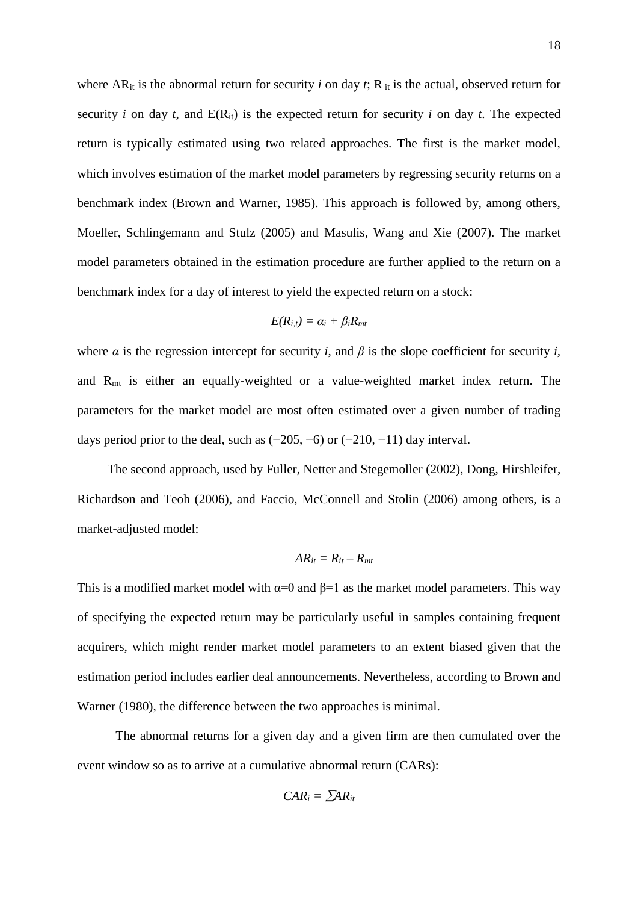where $AR_{it}$ is the abnormal return for security *i* on day *t*; $R_{it}$ is the actual, observed return for security *i* on day *t*, and $E(R_{it})$ is the expected return for security *i* on day *t*. The expected return is typically estimated using two related approaches. The first is the market model, which involves estimation of the market model parameters by regressing security returns on a benchmark index (Brown and Warner, 1985). This approach is followed by, among others, Moeller, Schlingemann and Stulz (2005) and Masulis, Wang and Xie (2007). The market model parameters obtained in the estimation procedure are further applied to the return on a benchmark index for a day of interest to yield the expected return on a stock:

$$E(R_{i,t}) = \alpha_i + \beta_i R_{mt}$$

where $\alpha$ is the regression intercept for security *i*, and $\beta$ is the slope coefficient for security *i*, and $R_{mt}$ is either an equally-weighted or a value-weighted market index return. The parameters for the market model are most often estimated over a given number of trading days period prior to the deal, such as (−205, −6) or (−210, −11) day interval.

The second approach, used by Fuller, Netter and Stegemoller (2002), Dong, Hirshleifer, Richardson and Teoh (2006), and Faccio, McConnell and Stolin (2006) among others, is a market-adjusted model:

$$AR_{it} = R_{it} - R_{mt}$$

This is a modified market model with $\alpha$=0 and $\beta$=1 as the market model parameters. This way of specifying the expected return may be particularly useful in samples containing frequent acquirers, which might render market model parameters to an extent biased given that the estimation period includes earlier deal announcements. Nevertheless, according to Brown and Warner (1980), the difference between the two approaches is minimal.

The abnormal returns for a given day and a given firm are then cumulated over the event window so as to arrive at a cumulative abnormal return (CARs):

$$CAR_i = \sum AR_{it}$$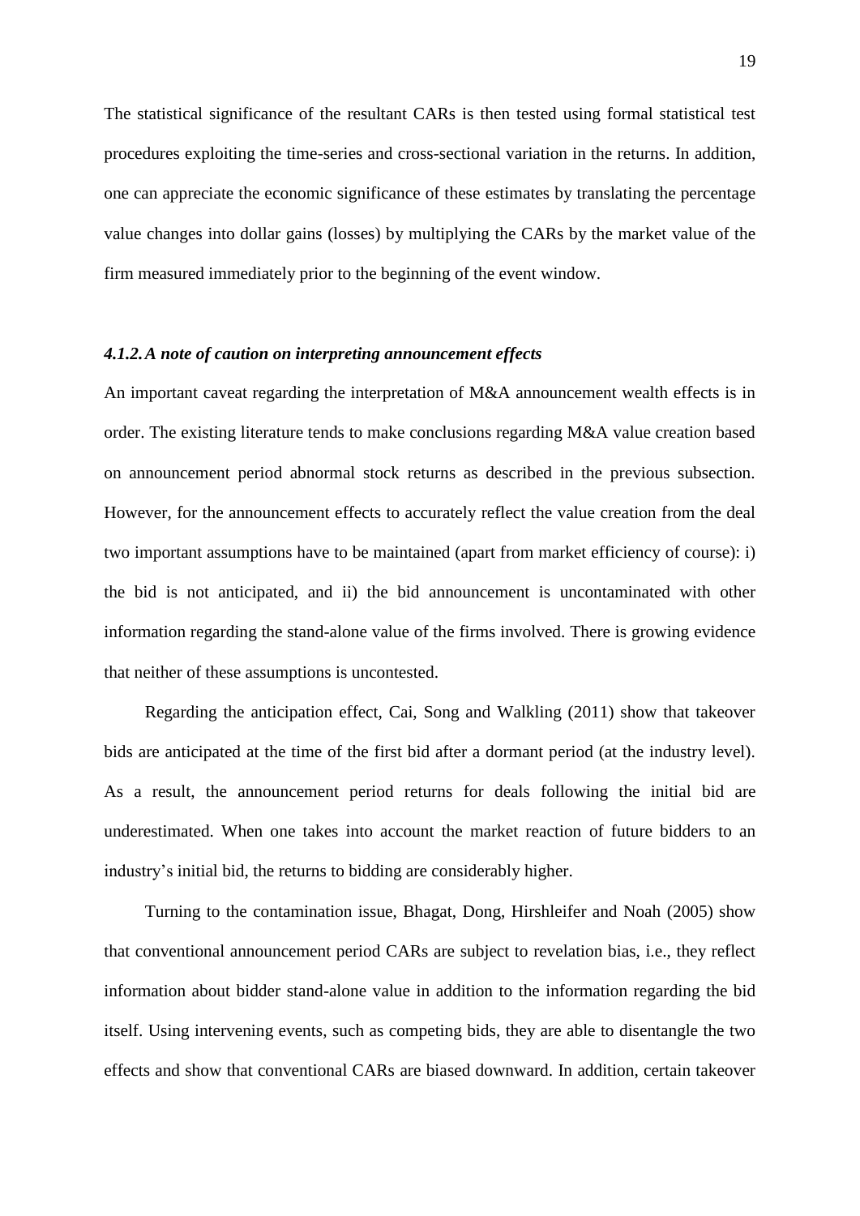The statistical significance of the resultant CARs is then tested using formal statistical test procedures exploiting the time-series and cross-sectional variation in the returns. In addition, one can appreciate the economic significance of these estimates by translating the percentage value changes into dollar gains (losses) by multiplying the CARs by the market value of the firm measured immediately prior to the beginning of the event window.

#### *4.1.2. A note of caution on interpreting announcement effects*

An important caveat regarding the interpretation of M&A announcement wealth effects is in order. The existing literature tends to make conclusions regarding M&A value creation based on announcement period abnormal stock returns as described in the previous subsection. However, for the announcement effects to accurately reflect the value creation from the deal two important assumptions have to be maintained (apart from market efficiency of course): i) the bid is not anticipated, and ii) the bid announcement is uncontaminated with other information regarding the stand-alone value of the firms involved. There is growing evidence that neither of these assumptions is uncontested.

Regarding the anticipation effect, Cai, Song and Walkling (2011) show that takeover bids are anticipated at the time of the first bid after a dormant period (at the industry level). As a result, the announcement period returns for deals following the initial bid are underestimated. When one takes into account the market reaction of future bidders to an industry's initial bid, the returns to bidding are considerably higher.

Turning to the contamination issue, Bhagat, Dong, Hirshleifer and Noah (2005) show that conventional announcement period CARs are subject to revelation bias, i.e., they reflect information about bidder stand-alone value in addition to the information regarding the bid itself. Using intervening events, such as competing bids, they are able to disentangle the two effects and show that conventional CARs are biased downward. In addition, certain takeover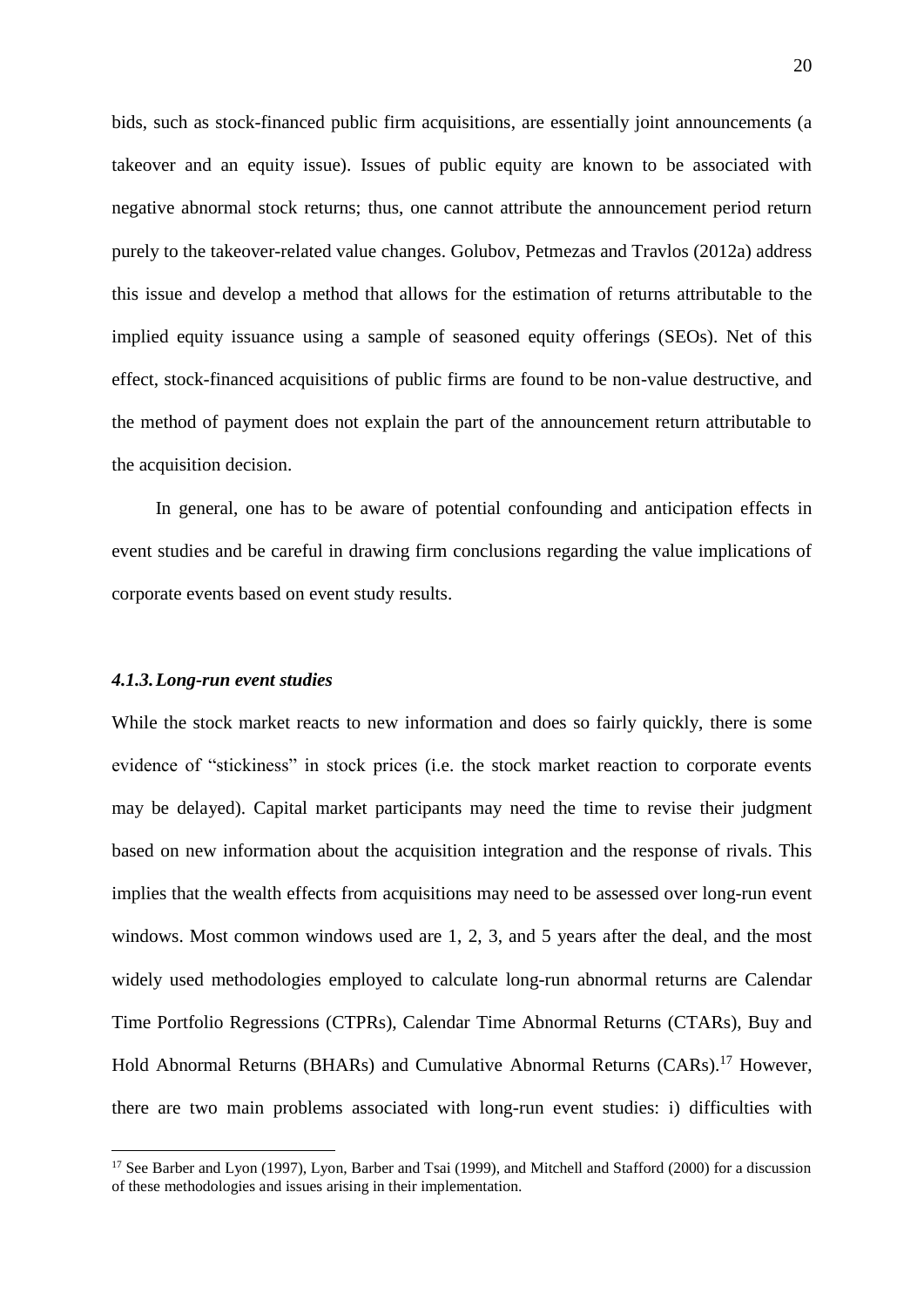bids, such as stock-financed public firm acquisitions, are essentially joint announcements (a takeover and an equity issue). Issues of public equity are known to be associated with negative abnormal stock returns; thus, one cannot attribute the announcement period return purely to the takeover-related value changes. Golubov, Petmezas and Travlos (2012a) address this issue and develop a method that allows for the estimation of returns attributable to the implied equity issuance using a sample of seasoned equity offerings (SEOs). Net of this effect, stock-financed acquisitions of public firms are found to be non-value destructive, and the method of payment does not explain the part of the announcement return attributable to the acquisition decision.

In general, one has to be aware of potential confounding and anticipation effects in event studies and be careful in drawing firm conclusions regarding the value implications of corporate events based on event study results.

#### *4.1.3. Long-run event studies*

While the stock market reacts to new information and does so fairly quickly, there is some evidence of "stickiness" in stock prices (i.e. the stock market reaction to corporate events may be delayed). Capital market participants may need the time to revise their judgment based on new information about the acquisition integration and the response of rivals. This implies that the wealth effects from acquisitions may need to be assessed over long-run event windows. Most common windows used are 1, 2, 3, and 5 years after the deal, and the most widely used methodologies employed to calculate long-run abnormal returns are Calendar Time Portfolio Regressions (CTPRs), Calendar Time Abnormal Returns (CTARs), Buy and Hold Abnormal Returns (BHARs) and Cumulative Abnormal Returns (CARs).[17] However, there are two main problems associated with long-run event studies: i) difficulties with

[17] See Barber and Lyon (1997), Lyon, Barber and Tsai (1999), and Mitchell and Stafford (2000) for a discussion of these methodologies and issues arising in their implementation.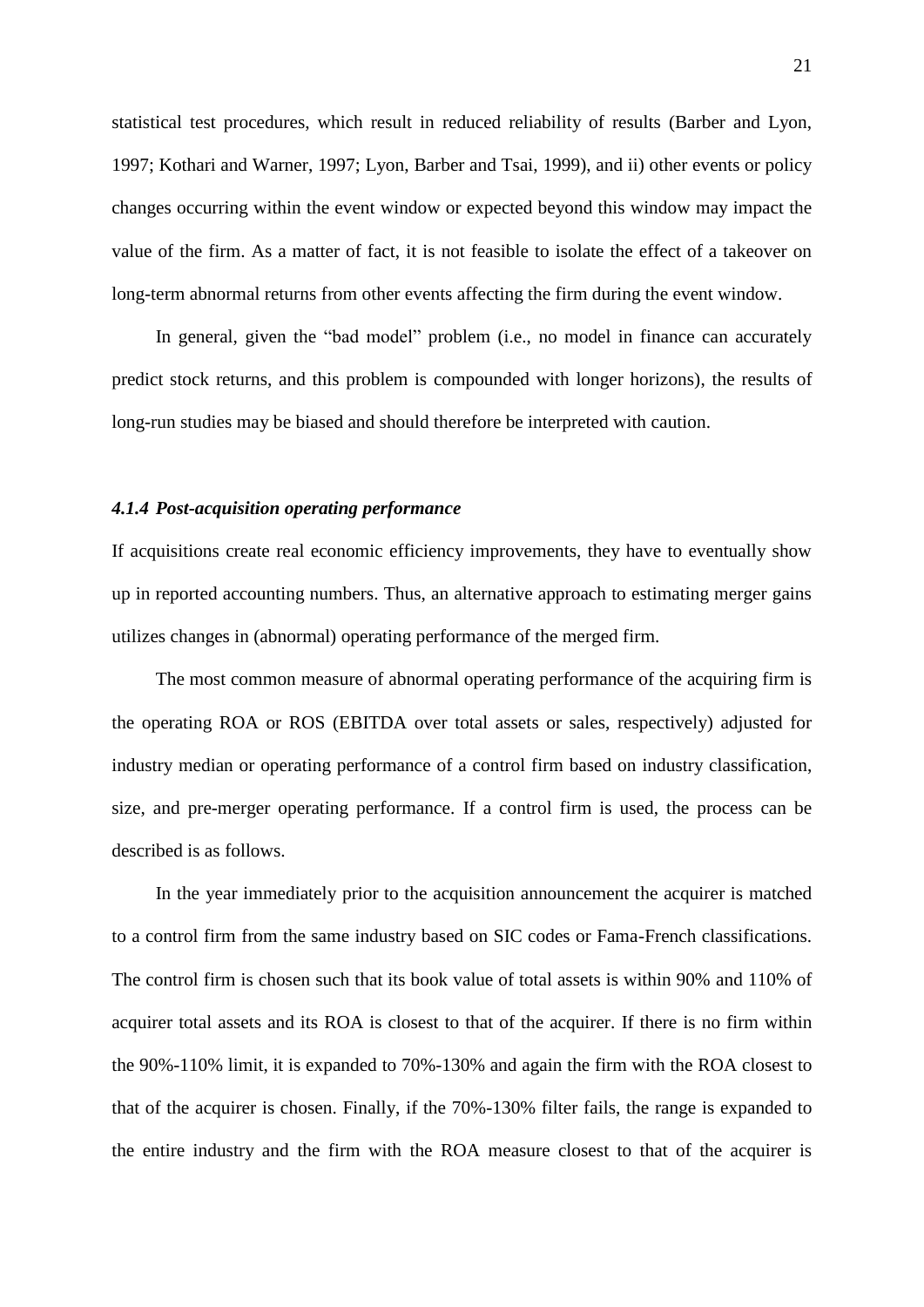statistical test procedures, which result in reduced reliability of results (Barber and Lyon, 1997; Kothari and Warner, 1997; Lyon, Barber and Tsai, 1999), and ii) other events or policy changes occurring within the event window or expected beyond this window may impact the value of the firm. As a matter of fact, it is not feasible to isolate the effect of a takeover on long-term abnormal returns from other events affecting the firm during the event window.

In general, given the "bad model" problem (i.e., no model in finance can accurately predict stock returns, and this problem is compounded with longer horizons), the results of long-run studies may be biased and should therefore be interpreted with caution.

#### *4.1.4 Post-acquisition operating performance*

If acquisitions create real economic efficiency improvements, they have to eventually show up in reported accounting numbers. Thus, an alternative approach to estimating merger gains utilizes changes in (abnormal) operating performance of the merged firm.

The most common measure of abnormal operating performance of the acquiring firm is the operating ROA or ROS (EBITDA over total assets or sales, respectively) adjusted for industry median or operating performance of a control firm based on industry classification, size, and pre-merger operating performance. If a control firm is used, the process can be described is as follows.

In the year immediately prior to the acquisition announcement the acquirer is matched to a control firm from the same industry based on SIC codes or Fama-French classifications. The control firm is chosen such that its book value of total assets is within 90% and 110% of acquirer total assets and its ROA is closest to that of the acquirer. If there is no firm within the 90%-110% limit, it is expanded to 70%-130% and again the firm with the ROA closest to that of the acquirer is chosen. Finally, if the 70%-130% filter fails, the range is expanded to the entire industry and the firm with the ROA measure closest to that of the acquirer is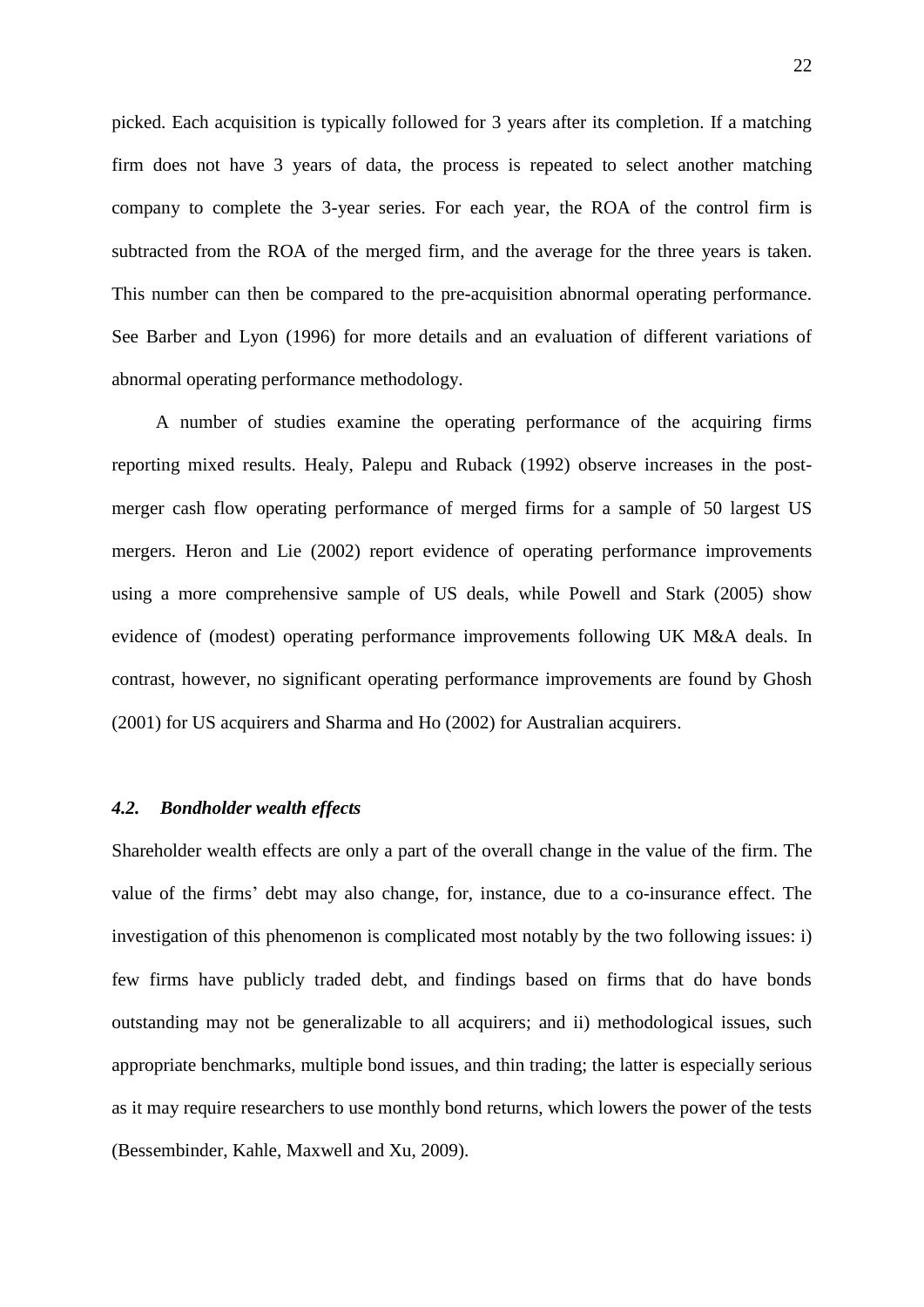picked. Each acquisition is typically followed for 3 years after its completion. If a matching firm does not have 3 years of data, the process is repeated to select another matching company to complete the 3-year series. For each year, the ROA of the control firm is subtracted from the ROA of the merged firm, and the average for the three years is taken. This number can then be compared to the pre-acquisition abnormal operating performance. See Barber and Lyon (1996) for more details and an evaluation of different variations of abnormal operating performance methodology.

A number of studies examine the operating performance of the acquiring firms reporting mixed results. Healy, Palepu and Ruback (1992) observe increases in the post-merger cash flow operating performance of merged firms for a sample of 50 largest US mergers. Heron and Lie (2002) report evidence of operating performance improvements using a more comprehensive sample of US deals, while Powell and Stark (2005) show evidence of (modest) operating performance improvements following UK M&A deals. In contrast, however, no significant operating performance improvements are found by Ghosh (2001) for US acquirers and Sharma and Ho (2002) for Australian acquirers.

### *4.2. Bondholder wealth effects*

Shareholder wealth effects are only a part of the overall change in the value of the firm. The value of the firms' debt may also change, for, instance, due to a co-insurance effect. The investigation of this phenomenon is complicated most notably by the two following issues: i) few firms have publicly traded debt, and findings based on firms that do have bonds outstanding may not be generalizable to all acquirers; and ii) methodological issues, such appropriate benchmarks, multiple bond issues, and thin trading; the latter is especially serious as it may require researchers to use monthly bond returns, which lowers the power of the tests (Bessembinder, Kahle, Maxwell and Xu, 2009).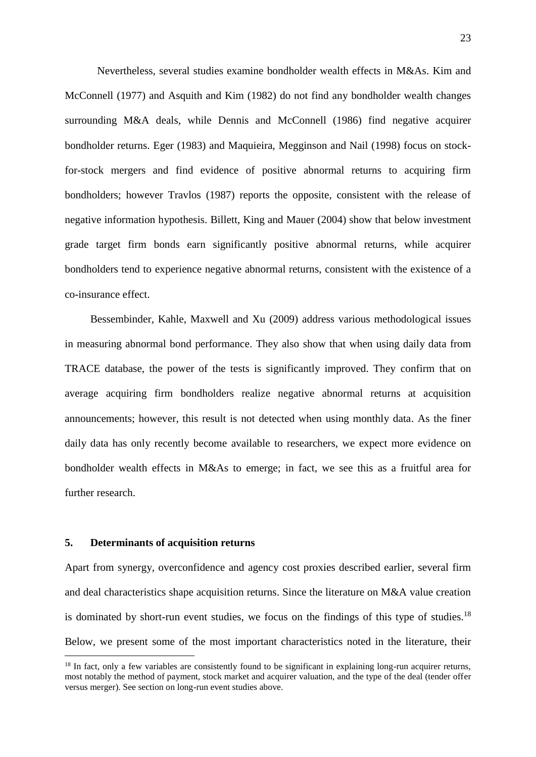Nevertheless, several studies examine bondholder wealth effects in M&As. Kim and McConnell (1977) and Asquith and Kim (1982) do not find any bondholder wealth changes surrounding M&A deals, while Dennis and McConnell (1986) find negative acquirer bondholder returns. Eger (1983) and Maquieira, Megginson and Nail (1998) focus on stock-for-stock mergers and find evidence of positive abnormal returns to acquiring firm bondholders; however Travlos (1987) reports the opposite, consistent with the release of negative information hypothesis. Billett, King and Mauer (2004) show that below investment grade target firm bonds earn significantly positive abnormal returns, while acquirer bondholders tend to experience negative abnormal returns, consistent with the existence of a co-insurance effect.

Bessembinder, Kahle, Maxwell and Xu (2009) address various methodological issues in measuring abnormal bond performance. They also show that when using daily data from TRACE database, the power of the tests is significantly improved. They confirm that on average acquiring firm bondholders realize negative abnormal returns at acquisition announcements; however, this result is not detected when using monthly data. As the finer daily data has only recently become available to researchers, we expect more evidence on bondholder wealth effects in M&As to emerge; in fact, we see this as a fruitful area for further research.

## 5. Determinants of acquisition returns

Apart from synergy, overconfidence and agency cost proxies described earlier, several firm and deal characteristics shape acquisition returns. Since the literature on M&A value creation is dominated by short-run event studies, we focus on the findings of this type of studies.[18] Below, we present some of the most important characteristics noted in the literature, their

[18] In fact, only a few variables are consistently found to be significant in explaining long-run acquirer returns, most notably the method of payment, stock market and acquirer valuation, and the type of the deal (tender offer versus merger). See section on long-run event studies above.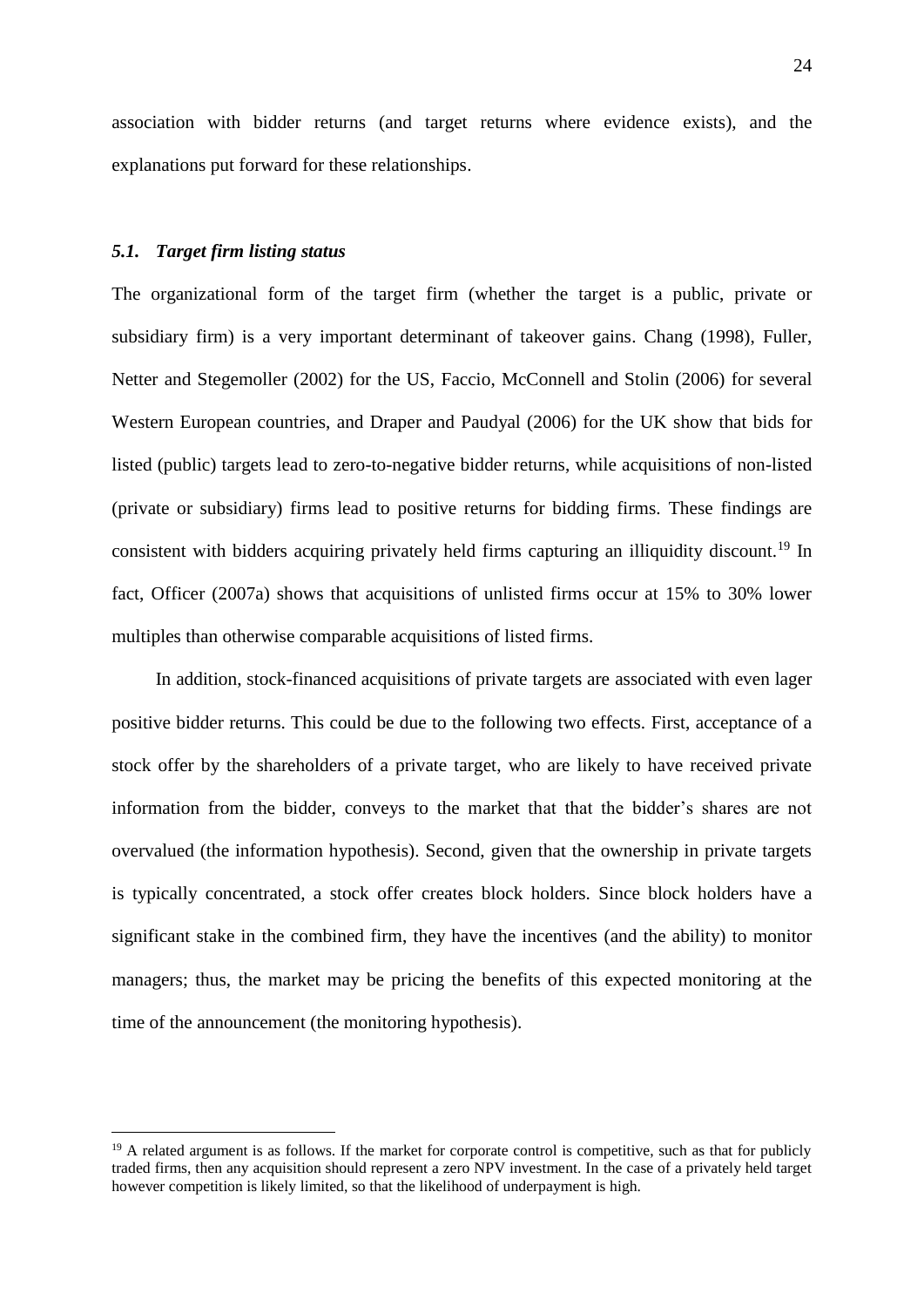association with bidder returns (and target returns where evidence exists), and the explanations put forward for these relationships.

### *5.1. Target firm listing status*

The organizational form of the target firm (whether the target is a public, private or subsidiary firm) is a very important determinant of takeover gains. Chang (1998), Fuller, Netter and Stegemoller (2002) for the US, Faccio, McConnell and Stolin (2006) for several Western European countries, and Draper and Paudyal (2006) for the UK show that bids for listed (public) targets lead to zero-to-negative bidder returns, while acquisitions of non-listed (private or subsidiary) firms lead to positive returns for bidding firms. These findings are consistent with bidders acquiring privately held firms capturing an illiquidity discount.[19] In fact, Officer (2007a) shows that acquisitions of unlisted firms occur at 15% to 30% lower multiples than otherwise comparable acquisitions of listed firms.

In addition, stock-financed acquisitions of private targets are associated with even lager positive bidder returns. This could be due to the following two effects. First, acceptance of a stock offer by the shareholders of a private target, who are likely to have received private information from the bidder, conveys to the market that that the bidder's shares are not overvalued (the information hypothesis). Second, given that the ownership in private targets is typically concentrated, a stock offer creates block holders. Since block holders have a significant stake in the combined firm, they have the incentives (and the ability) to monitor managers; thus, the market may be pricing the benefits of this expected monitoring at the time of the announcement (the monitoring hypothesis).

---

[19] A related argument is as follows. If the market for corporate control is competitive, such as that for publicly traded firms, then any acquisition should represent a zero NPV investment. In the case of a privately held target however competition is likely limited, so that the likelihood of underpayment is high.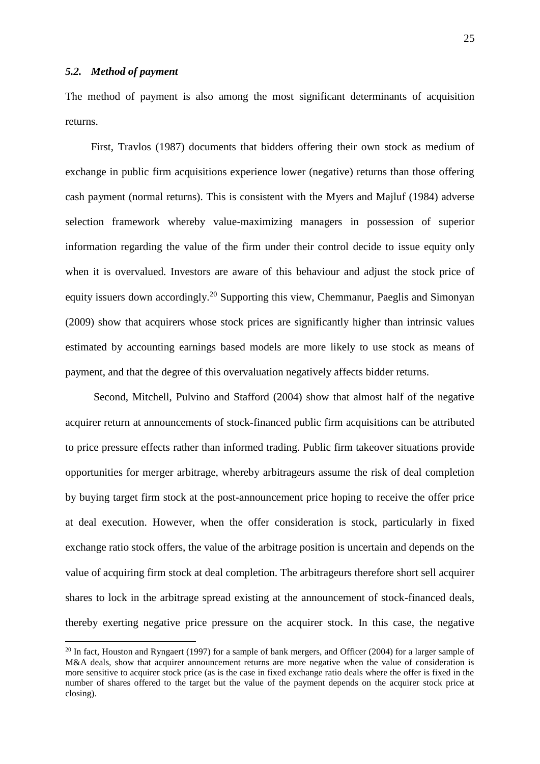### *5.2. Method of payment*

The method of payment is also among the most significant determinants of acquisition returns.

First, Travlos (1987) documents that bidders offering their own stock as medium of exchange in public firm acquisitions experience lower (negative) returns than those offering cash payment (normal returns). This is consistent with the Myers and Majluf (1984) adverse selection framework whereby value-maximizing managers in possession of superior information regarding the value of the firm under their control decide to issue equity only when it is overvalued. Investors are aware of this behaviour and adjust the stock price of equity issuers down accordingly.[20] Supporting this view, Chemmanur, Paeglis and Simonyan (2009) show that acquirers whose stock prices are significantly higher than intrinsic values estimated by accounting earnings based models are more likely to use stock as means of payment, and that the degree of this overvaluation negatively affects bidder returns.

Second, Mitchell, Pulvino and Stafford (2004) show that almost half of the negative acquirer return at announcements of stock-financed public firm acquisitions can be attributed to price pressure effects rather than informed trading. Public firm takeover situations provide opportunities for merger arbitrage, whereby arbitrageurs assume the risk of deal completion by buying target firm stock at the post-announcement price hoping to receive the offer price at deal execution. However, when the offer consideration is stock, particularly in fixed exchange ratio stock offers, the value of the arbitrage position is uncertain and depends on the value of acquiring firm stock at deal completion. The arbitrageurs therefore short sell acquirer shares to lock in the arbitrage spread existing at the announcement of stock-financed deals, thereby exerting negative price pressure on the acquirer stock. In this case, the negative

[20] In fact, Houston and Ryngaert (1997) for a sample of bank mergers, and Officer (2004) for a larger sample of M&A deals, show that acquirer announcement returns are more negative when the value of consideration is more sensitive to acquirer stock price (as is the case in fixed exchange ratio deals where the offer is fixed in the number of shares offered to the target but the value of the payment depends on the acquirer stock price at closing).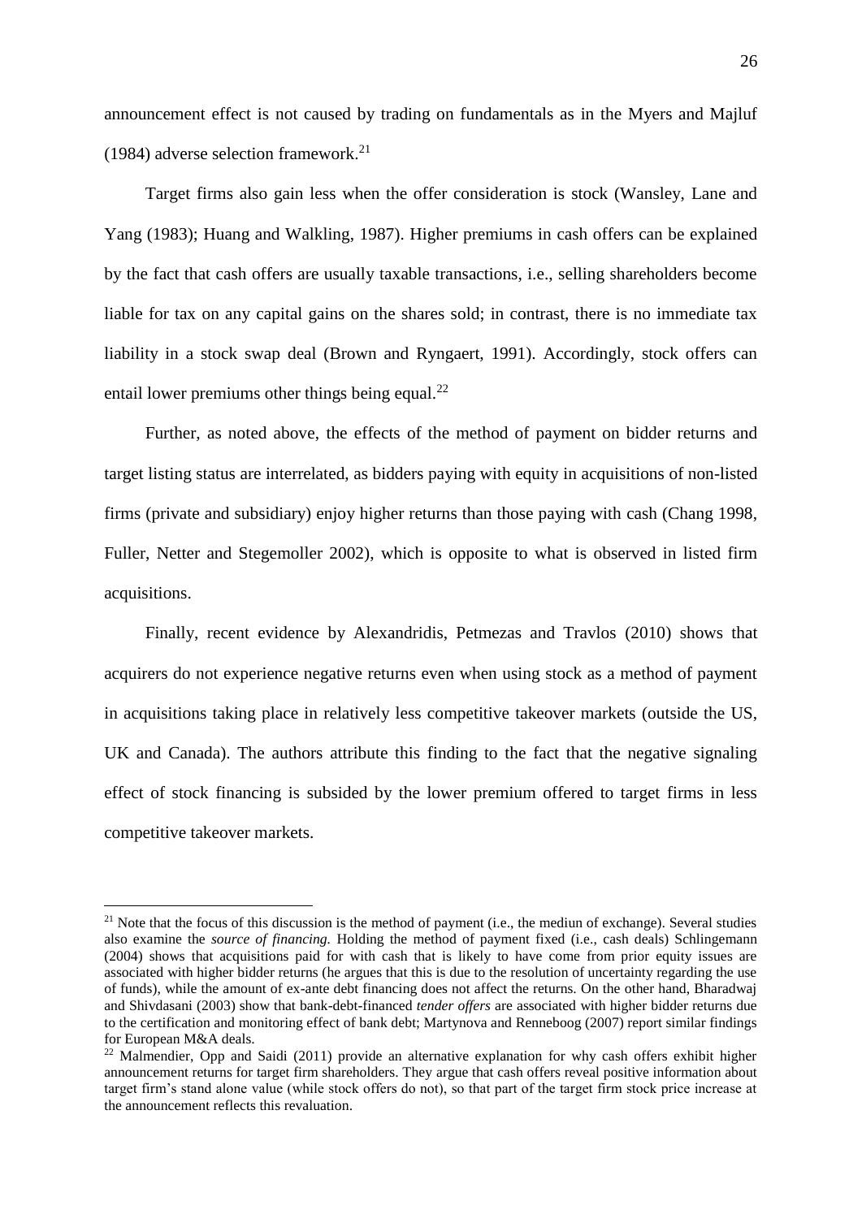announcement effect is not caused by trading on fundamentals as in the Myers and Majluf (1984) adverse selection framework.[21]

Target firms also gain less when the offer consideration is stock (Wansley, Lane and Yang (1983); Huang and Walkling, 1987). Higher premiums in cash offers can be explained by the fact that cash offers are usually taxable transactions, i.e., selling shareholders become liable for tax on any capital gains on the shares sold; in contrast, there is no immediate tax liability in a stock swap deal (Brown and Ryngaert, 1991). Accordingly, stock offers can entail lower premiums other things being equal.[22]

Further, as noted above, the effects of the method of payment on bidder returns and target listing status are interrelated, as bidders paying with equity in acquisitions of non-listed firms (private and subsidiary) enjoy higher returns than those paying with cash (Chang 1998, Fuller, Netter and Stegemoller 2002), which is opposite to what is observed in listed firm acquisitions.

Finally, recent evidence by Alexandridis, Petmezas and Travlos (2010) shows that acquirers do not experience negative returns even when using stock as a method of payment in acquisitions taking place in relatively less competitive takeover markets (outside the US, UK and Canada). The authors attribute this finding to the fact that the negative signaling effect of stock financing is subsided by the lower premium offered to target firms in less competitive takeover markets.

---

[21] Note that the focus of this discussion is the method of payment (i.e., the mediun of exchange). Several studies also examine the *source of financing.* Holding the method of payment fixed (i.e., cash deals) Schlingemann (2004) shows that acquisitions paid for with cash that is likely to have come from prior equity issues are associated with higher bidder returns (he argues that this is due to the resolution of uncertainty regarding the use of funds), while the amount of ex-ante debt financing does not affect the returns. On the other hand, Bharadwaj and Shivdasani (2003) show that bank-debt-financed *tender offers* are associated with higher bidder returns due to the certification and monitoring effect of bank debt; Martynova and Renneboog (2007) report similar findings for European M&A deals.

[22] Malmendier, Opp and Saidi (2011) provide an alternative explanation for why cash offers exhibit higher announcement returns for target firm shareholders. They argue that cash offers reveal positive information about target firm's stand alone value (while stock offers do not), so that part of the target firm stock price increase at the announcement reflects this revaluation.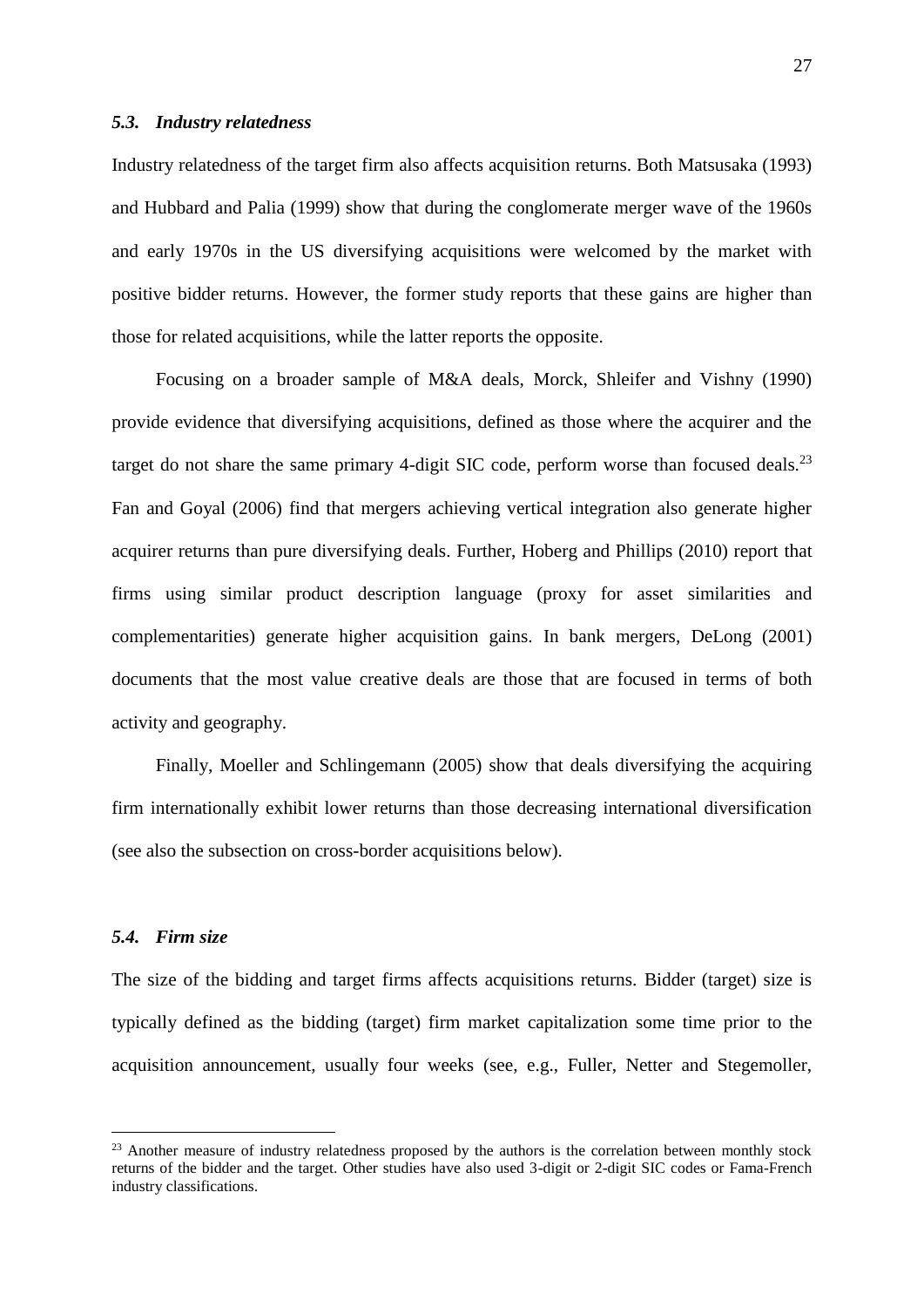### *5.3. Industry relatedness*

Industry relatedness of the target firm also affects acquisition returns. Both Matsusaka (1993) and Hubbard and Palia (1999) show that during the conglomerate merger wave of the 1960s and early 1970s in the US diversifying acquisitions were welcomed by the market with positive bidder returns. However, the former study reports that these gains are higher than those for related acquisitions, while the latter reports the opposite.

Focusing on a broader sample of M&A deals, Morck, Shleifer and Vishny (1990) provide evidence that diversifying acquisitions, defined as those where the acquirer and the target do not share the same primary 4-digit SIC code, perform worse than focused deals.[23] Fan and Goyal (2006) find that mergers achieving vertical integration also generate higher acquirer returns than pure diversifying deals. Further, Hoberg and Phillips (2010) report that firms using similar product description language (proxy for asset similarities and complementarities) generate higher acquisition gains. In bank mergers, DeLong (2001) documents that the most value creative deals are those that are focused in terms of both activity and geography.

Finally, Moeller and Schlingemann (2005) show that deals diversifying the acquiring firm internationally exhibit lower returns than those decreasing international diversification (see also the subsection on cross-border acquisitions below).

### *5.4. Firm size*

The size of the bidding and target firms affects acquisitions returns. Bidder (target) size is typically defined as the bidding (target) firm market capitalization some time prior to the acquisition announcement, usually four weeks (see, e.g., Fuller, Netter and Stegemoller,

---

[23] Another measure of industry relatedness proposed by the authors is the correlation between monthly stock returns of the bidder and the target. Other studies have also used 3-digit or 2-digit SIC codes or Fama-French industry classifications.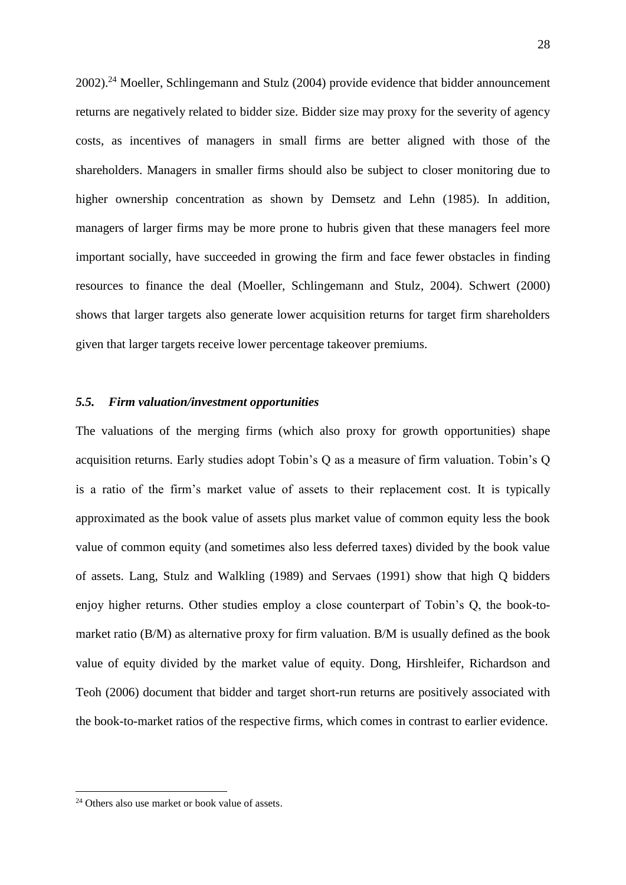2002).[24] Moeller, Schlingemann and Stulz (2004) provide evidence that bidder announcement returns are negatively related to bidder size. Bidder size may proxy for the severity of agency costs, as incentives of managers in small firms are better aligned with those of the shareholders. Managers in smaller firms should also be subject to closer monitoring due to higher ownership concentration as shown by Demsetz and Lehn (1985). In addition, managers of larger firms may be more prone to hubris given that these managers feel more important socially, have succeeded in growing the firm and face fewer obstacles in finding resources to finance the deal (Moeller, Schlingemann and Stulz, 2004). Schwert (2000) shows that larger targets also generate lower acquisition returns for target firm shareholders given that larger targets receive lower percentage takeover premiums.

### *5.5. Firm valuation/investment opportunities*

The valuations of the merging firms (which also proxy for growth opportunities) shape acquisition returns. Early studies adopt Tobin's Q as a measure of firm valuation. Tobin's Q is a ratio of the firm's market value of assets to their replacement cost. It is typically approximated as the book value of assets plus market value of common equity less the book value of common equity (and sometimes also less deferred taxes) divided by the book value of assets. Lang, Stulz and Walkling (1989) and Servaes (1991) show that high Q bidders enjoy higher returns. Other studies employ a close counterpart of Tobin's Q, the book-to-market ratio (B/M) as alternative proxy for firm valuation. B/M is usually defined as the book value of equity divided by the market value of equity. Dong, Hirshleifer, Richardson and Teoh (2006) document that bidder and target short-run returns are positively associated with the book-to-market ratios of the respective firms, which comes in contrast to earlier evidence.

---

[24] Others also use market or book value of assets.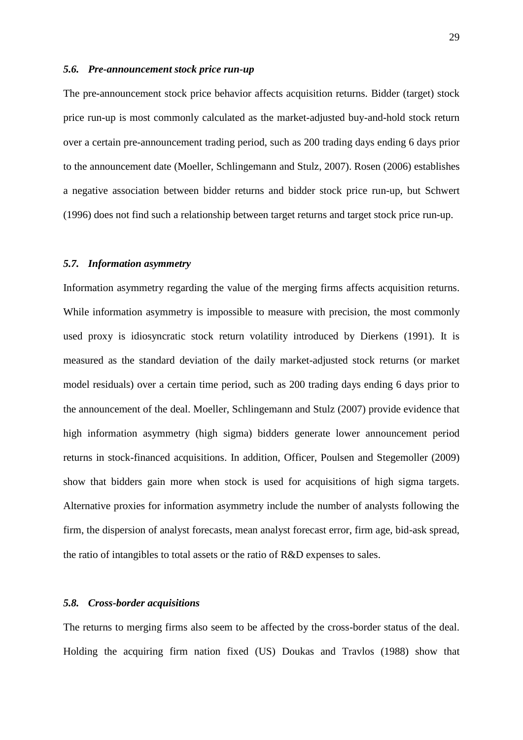### *5.6. Pre-announcement stock price run-up*

The pre-announcement stock price behavior affects acquisition returns. Bidder (target) stock price run-up is most commonly calculated as the market-adjusted buy-and-hold stock return over a certain pre-announcement trading period, such as 200 trading days ending 6 days prior to the announcement date (Moeller, Schlingemann and Stulz, 2007). Rosen (2006) establishes a negative association between bidder returns and bidder stock price run-up, but Schwert (1996) does not find such a relationship between target returns and target stock price run-up.

### *5.7. Information asymmetry*

Information asymmetry regarding the value of the merging firms affects acquisition returns. While information asymmetry is impossible to measure with precision, the most commonly used proxy is idiosyncratic stock return volatility introduced by Dierkens (1991). It is measured as the standard deviation of the daily market-adjusted stock returns (or market model residuals) over a certain time period, such as 200 trading days ending 6 days prior to the announcement of the deal. Moeller, Schlingemann and Stulz (2007) provide evidence that high information asymmetry (high sigma) bidders generate lower announcement period returns in stock-financed acquisitions. In addition, Officer, Poulsen and Stegemoller (2009) show that bidders gain more when stock is used for acquisitions of high sigma targets. Alternative proxies for information asymmetry include the number of analysts following the firm, the dispersion of analyst forecasts, mean analyst forecast error, firm age, bid-ask spread, the ratio of intangibles to total assets or the ratio of R&D expenses to sales.

### *5.8. Cross-border acquisitions*

The returns to merging firms also seem to be affected by the cross-border status of the deal. Holding the acquiring firm nation fixed (US) Doukas and Travlos (1988) show that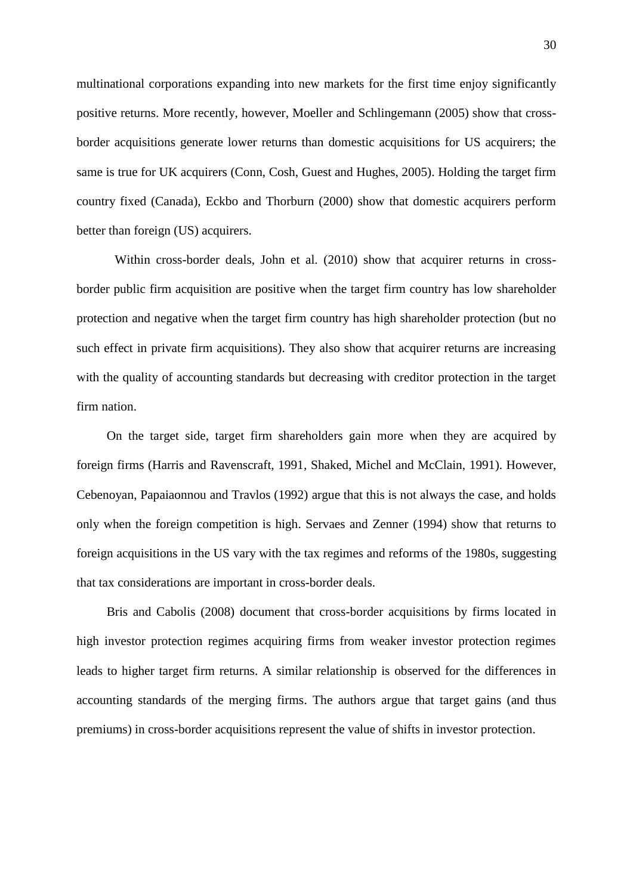multinational corporations expanding into new markets for the first time enjoy significantly positive returns. More recently, however, Moeller and Schlingemann (2005) show that cross-border acquisitions generate lower returns than domestic acquisitions for US acquirers; the same is true for UK acquirers (Conn, Cosh, Guest and Hughes, 2005). Holding the target firm country fixed (Canada), Eckbo and Thorburn (2000) show that domestic acquirers perform better than foreign (US) acquirers.

Within cross-border deals, John et al. (2010) show that acquirer returns in cross-border public firm acquisition are positive when the target firm country has low shareholder protection and negative when the target firm country has high shareholder protection (but no such effect in private firm acquisitions). They also show that acquirer returns are increasing with the quality of accounting standards but decreasing with creditor protection in the target firm nation.

On the target side, target firm shareholders gain more when they are acquired by foreign firms (Harris and Ravenscraft, 1991, Shaked, Michel and McClain, 1991). However, Cebenoyan, Papaiaonnou and Travlos (1992) argue that this is not always the case, and holds only when the foreign competition is high. Servaes and Zenner (1994) show that returns to foreign acquisitions in the US vary with the tax regimes and reforms of the 1980s, suggesting that tax considerations are important in cross-border deals.

Bris and Cabolis (2008) document that cross-border acquisitions by firms located in high investor protection regimes acquiring firms from weaker investor protection regimes leads to higher target firm returns. A similar relationship is observed for the differences in accounting standards of the merging firms. The authors argue that target gains (and thus premiums) in cross-border acquisitions represent the value of shifts in investor protection.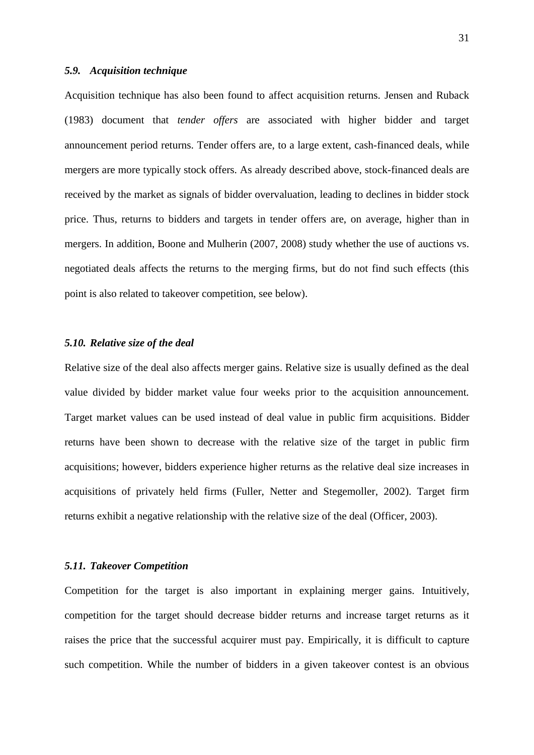### *5.9. Acquisition technique*

Acquisition technique has also been found to affect acquisition returns. Jensen and Ruback (1983) document that *tender offers* are associated with higher bidder and target announcement period returns. Tender offers are, to a large extent, cash-financed deals, while mergers are more typically stock offers. As already described above, stock-financed deals are received by the market as signals of bidder overvaluation, leading to declines in bidder stock price. Thus, returns to bidders and targets in tender offers are, on average, higher than in mergers. In addition, Boone and Mulherin (2007, 2008) study whether the use of auctions vs. negotiated deals affects the returns to the merging firms, but do not find such effects (this point is also related to takeover competition, see below).

### *5.10. Relative size of the deal*

Relative size of the deal also affects merger gains. Relative size is usually defined as the deal value divided by bidder market value four weeks prior to the acquisition announcement. Target market values can be used instead of deal value in public firm acquisitions. Bidder returns have been shown to decrease with the relative size of the target in public firm acquisitions; however, bidders experience higher returns as the relative deal size increases in acquisitions of privately held firms (Fuller, Netter and Stegemoller, 2002). Target firm returns exhibit a negative relationship with the relative size of the deal (Officer, 2003).

### *5.11. Takeover Competition*

Competition for the target is also important in explaining merger gains. Intuitively, competition for the target should decrease bidder returns and increase target returns as it raises the price that the successful acquirer must pay. Empirically, it is difficult to capture such competition. While the number of bidders in a given takeover contest is an obvious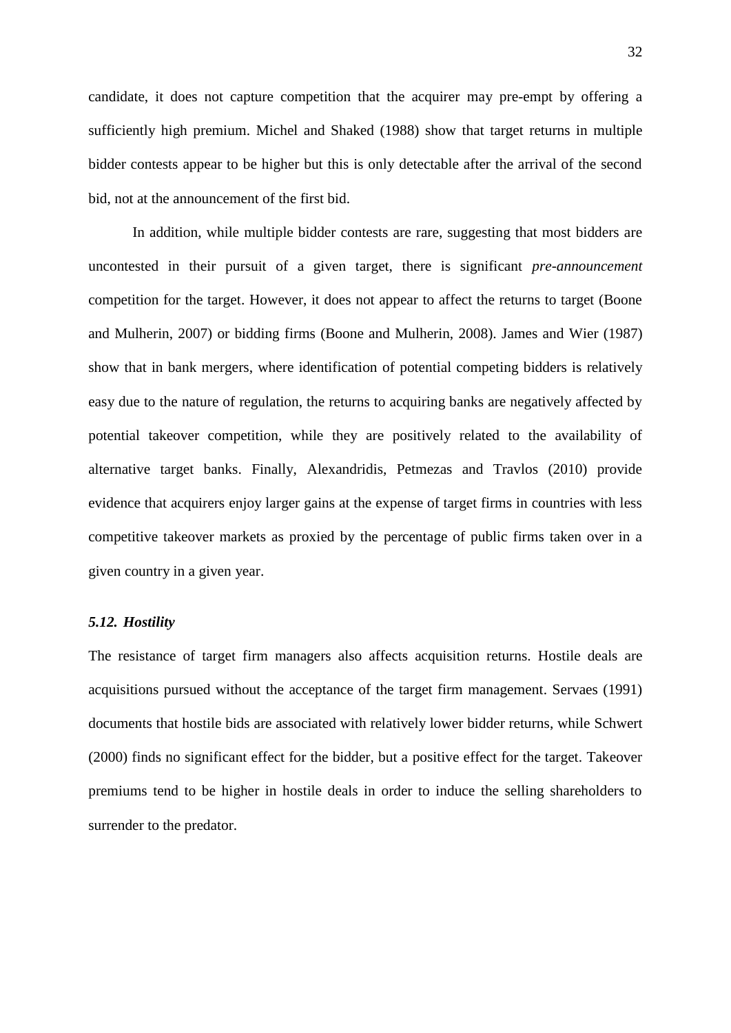candidate, it does not capture competition that the acquirer may pre-empt by offering a sufficiently high premium. Michel and Shaked (1988) show that target returns in multiple bidder contests appear to be higher but this is only detectable after the arrival of the second bid, not at the announcement of the first bid.

In addition, while multiple bidder contests are rare, suggesting that most bidders are uncontested in their pursuit of a given target, there is significant *pre-announcement* competition for the target. However, it does not appear to affect the returns to target (Boone and Mulherin, 2007) or bidding firms (Boone and Mulherin, 2008). James and Wier (1987) show that in bank mergers, where identification of potential competing bidders is relatively easy due to the nature of regulation, the returns to acquiring banks are negatively affected by potential takeover competition, while they are positively related to the availability of alternative target banks. Finally, Alexandridis, Petmezas and Travlos (2010) provide evidence that acquirers enjoy larger gains at the expense of target firms in countries with less competitive takeover markets as proxied by the percentage of public firms taken over in a given country in a given year.

### *5.12. Hostility*

The resistance of target firm managers also affects acquisition returns. Hostile deals are acquisitions pursued without the acceptance of the target firm management. Servaes (1991) documents that hostile bids are associated with relatively lower bidder returns, while Schwert (2000) finds no significant effect for the bidder, but a positive effect for the target. Takeover premiums tend to be higher in hostile deals in order to induce the selling shareholders to surrender to the predator.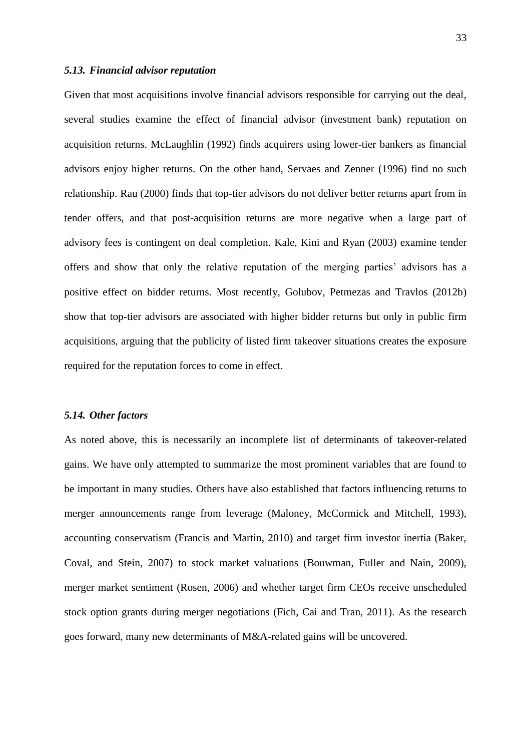### *5.13. Financial advisor reputation*

Given that most acquisitions involve financial advisors responsible for carrying out the deal, several studies examine the effect of financial advisor (investment bank) reputation on acquisition returns. McLaughlin (1992) finds acquirers using lower-tier bankers as financial advisors enjoy higher returns. On the other hand, Servaes and Zenner (1996) find no such relationship. Rau (2000) finds that top-tier advisors do not deliver better returns apart from in tender offers, and that post-acquisition returns are more negative when a large part of advisory fees is contingent on deal completion. Kale, Kini and Ryan (2003) examine tender offers and show that only the relative reputation of the merging parties' advisors has a positive effect on bidder returns. Most recently, Golubov, Petmezas and Travlos (2012b) show that top-tier advisors are associated with higher bidder returns but only in public firm acquisitions, arguing that the publicity of listed firm takeover situations creates the exposure required for the reputation forces to come in effect.

### *5.14. Other factors*

As noted above, this is necessarily an incomplete list of determinants of takeover-related gains. We have only attempted to summarize the most prominent variables that are found to be important in many studies. Others have also established that factors influencing returns to merger announcements range from leverage (Maloney, McCormick and Mitchell, 1993), accounting conservatism (Francis and Martin, 2010) and target firm investor inertia (Baker, Coval, and Stein, 2007) to stock market valuations (Bouwman, Fuller and Nain, 2009), merger market sentiment (Rosen, 2006) and whether target firm CEOs receive unscheduled stock option grants during merger negotiations (Fich, Cai and Tran, 2011). As the research goes forward, many new determinants of M&A-related gains will be uncovered.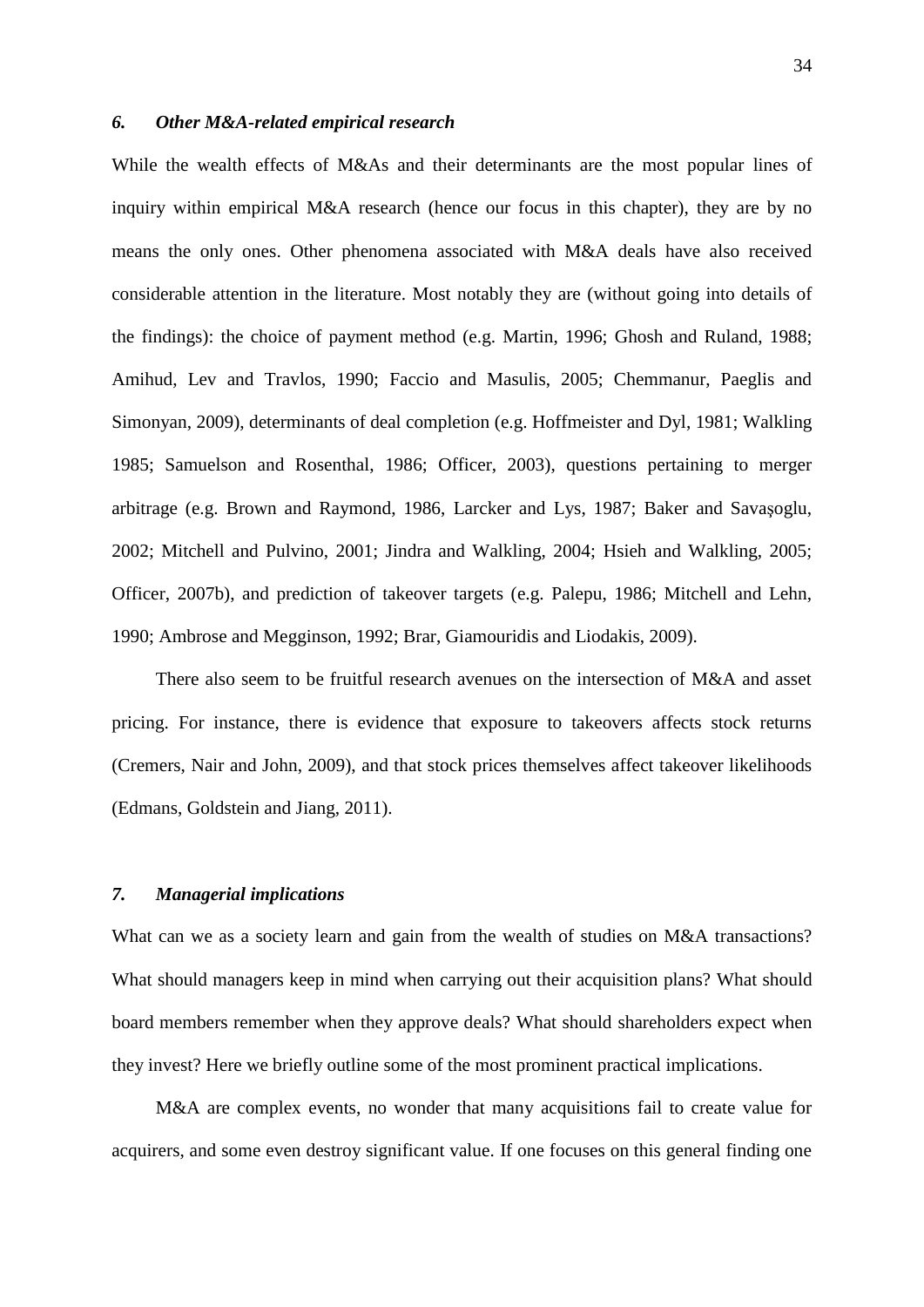### *6. Other M&A-related empirical research*

While the wealth effects of M&As and their determinants are the most popular lines of inquiry within empirical M&A research (hence our focus in this chapter), they are by no means the only ones. Other phenomena associated with M&A deals have also received considerable attention in the literature. Most notably they are (without going into details of the findings): the choice of payment method (e.g. Martin, 1996; Ghosh and Ruland, 1988; Amihud, Lev and Travlos, 1990; Faccio and Masulis, 2005; Chemmanur, Paeglis and Simonyan, 2009), determinants of deal completion (e.g. Hoffmeister and Dyl, 1981; Walkling 1985; Samuelson and Rosenthal, 1986; Officer, 2003), questions pertaining to merger arbitrage (e.g. Brown and Raymond, 1986, Larcker and Lys, 1987; Baker and Savaşoglu, 2002; Mitchell and Pulvino, 2001; Jindra and Walkling, 2004; Hsieh and Walkling, 2005; Officer, 2007b), and prediction of takeover targets (e.g. Palepu, 1986; Mitchell and Lehn, 1990; Ambrose and Megginson, 1992; Brar, Giamouridis and Liodakis, 2009).

There also seem to be fruitful research avenues on the intersection of M&A and asset pricing. For instance, there is evidence that exposure to takeovers affects stock returns (Cremers, Nair and John, 2009), and that stock prices themselves affect takeover likelihoods (Edmans, Goldstein and Jiang, 2011).

### *7. Managerial implications*

What can we as a society learn and gain from the wealth of studies on M&A transactions? What should managers keep in mind when carrying out their acquisition plans? What should board members remember when they approve deals? What should shareholders expect when they invest? Here we briefly outline some of the most prominent practical implications.

M&A are complex events, no wonder that many acquisitions fail to create value for acquirers, and some even destroy significant value. If one focuses on this general finding one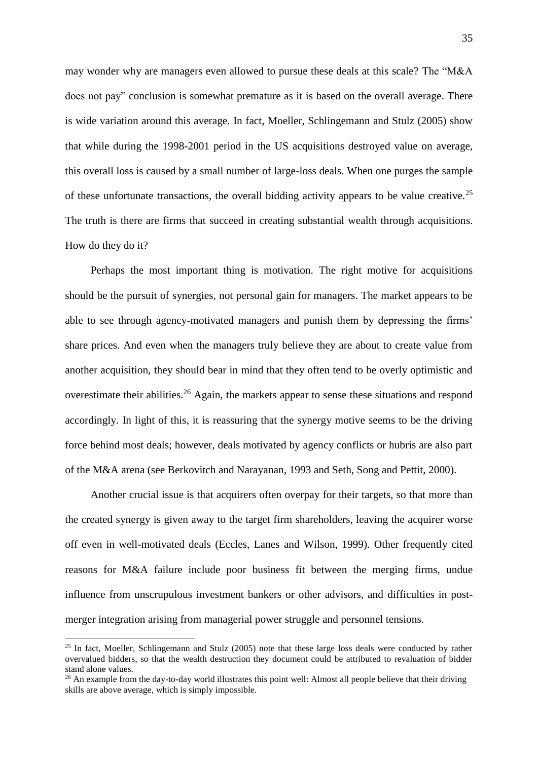may wonder why are managers even allowed to pursue these deals at this scale? The "M&A does not pay" conclusion is somewhat premature as it is based on the overall average. There is wide variation around this average. In fact, Moeller, Schlingemann and Stulz (2005) show that while during the 1998-2001 period in the US acquisitions destroyed value on average, this overall loss is caused by a small number of large-loss deals. When one purges the sample of these unfortunate transactions, the overall bidding activity appears to be value creative.[25] The truth is there are firms that succeed in creating substantial wealth through acquisitions. How do they do it?

Perhaps the most important thing is motivation. The right motive for acquisitions should be the pursuit of synergies, not personal gain for managers. The market appears to be able to see through agency-motivated managers and punish them by depressing the firms' share prices. And even when the managers truly believe they are about to create value from another acquisition, they should bear in mind that they often tend to be overly optimistic and overestimate their abilities.[26] Again, the markets appear to sense these situations and respond accordingly. In light of this, it is reassuring that the synergy motive seems to be the driving force behind most deals; however, deals motivated by agency conflicts or hubris are also part of the M&A arena (see Berkovitch and Narayanan, 1993 and Seth, Song and Pettit, 2000).

Another crucial issue is that acquirers often overpay for their targets, so that more than the created synergy is given away to the target firm shareholders, leaving the acquirer worse off even in well-motivated deals (Eccles, Lanes and Wilson, 1999). Other frequently cited reasons for M&A failure include poor business fit between the merging firms, undue influence from unscrupulous investment bankers or other advisors, and difficulties in post-merger integration arising from managerial power struggle and personnel tensions.

---

[25] In fact, Moeller, Schlingemann and Stulz (2005) note that these large loss deals were conducted by rather overvalued bidders, so that the wealth destruction they document could be attributed to revaluation of bidder stand alone values.

[26] An example from the day-to-day world illustrates this point well: Almost all people believe that their driving skills are above average, which is simply impossible.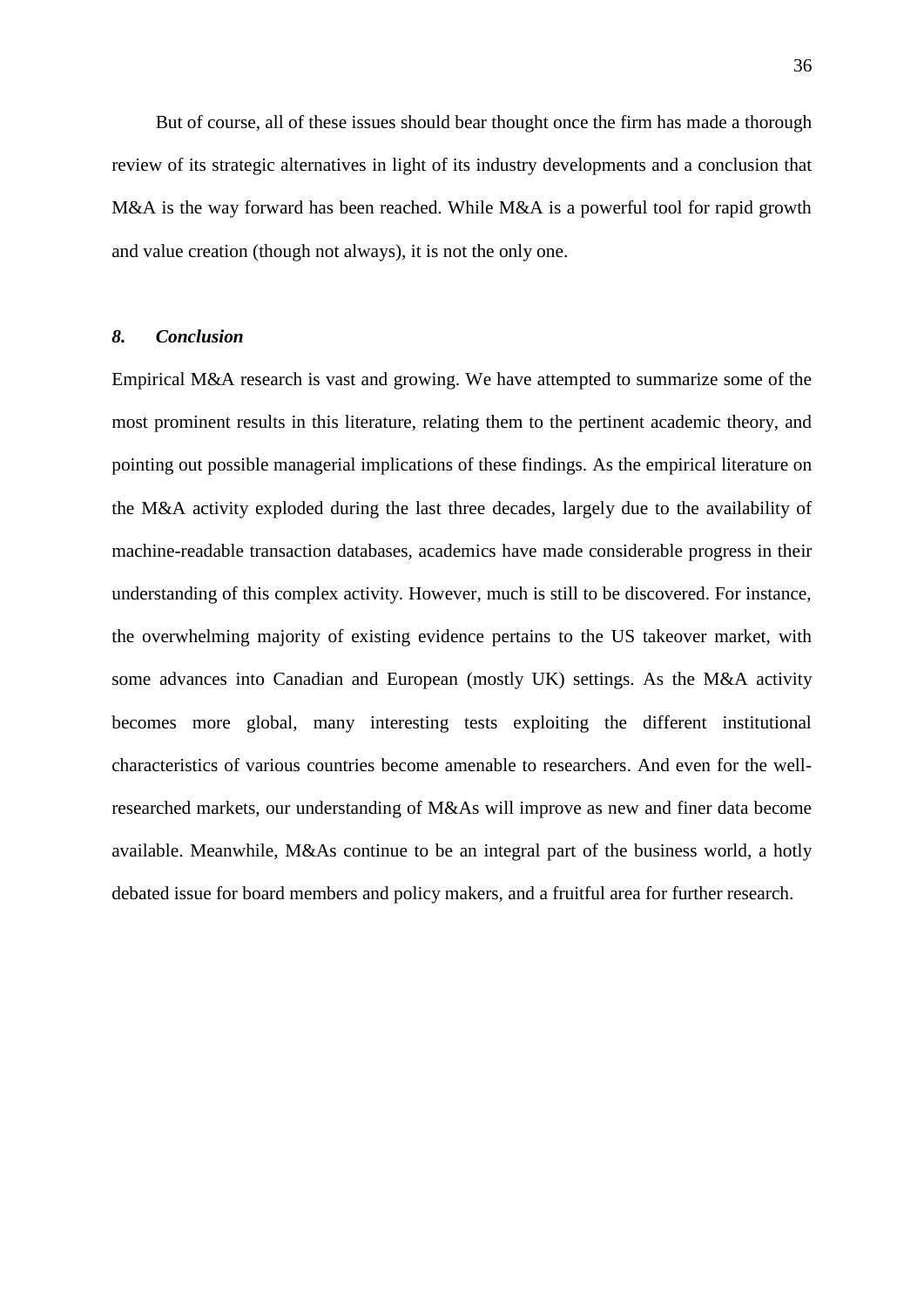But of course, all of these issues should bear thought once the firm has made a thorough review of its strategic alternatives in light of its industry developments and a conclusion that M&A is the way forward has been reached. While M&A is a powerful tool for rapid growth and value creation (though not always), it is not the only one.

## *8. Conclusion*

Empirical M&A research is vast and growing. We have attempted to summarize some of the most prominent results in this literature, relating them to the pertinent academic theory, and pointing out possible managerial implications of these findings. As the empirical literature on the M&A activity exploded during the last three decades, largely due to the availability of machine-readable transaction databases, academics have made considerable progress in their understanding of this complex activity. However, much is still to be discovered. For instance, the overwhelming majority of existing evidence pertains to the US takeover market, with some advances into Canadian and European (mostly UK) settings. As the M&A activity becomes more global, many interesting tests exploiting the different institutional characteristics of various countries become amenable to researchers. And even for the well-researched markets, our understanding of M&As will improve as new and finer data become available. Meanwhile, M&As continue to be an integral part of the business world, a hotly debated issue for board members and policy makers, and a fruitful area for further research.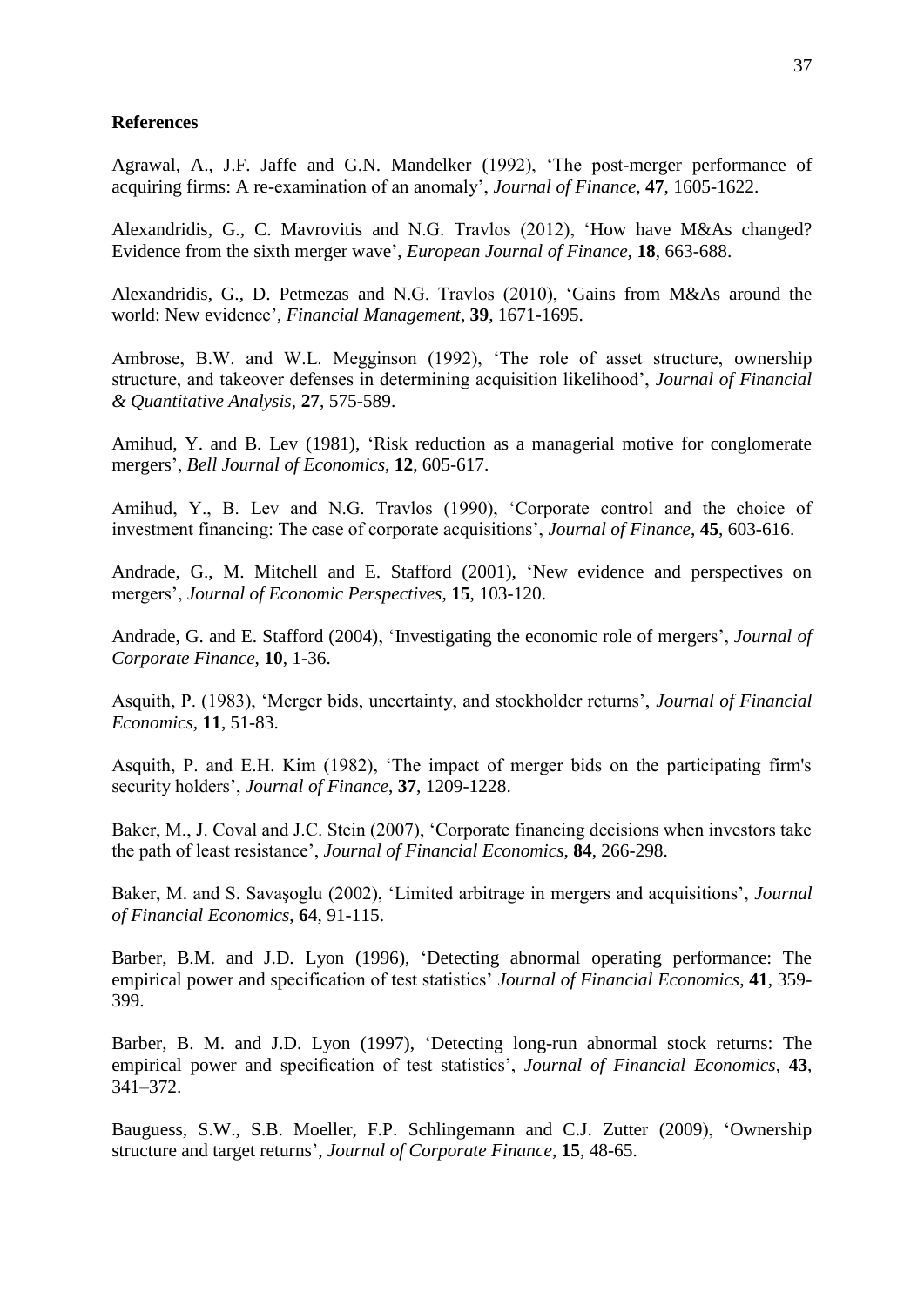**References**

Agrawal, A., J.F. Jaffe and G.N. Mandelker (1992), 'The post-merger performance of acquiring firms: A re-examination of an anomaly', *Journal of Finance*, **47**, 1605-1622.

Alexandridis, G., C. Mavrovitis and N.G. Travlos (2012), 'How have M&As changed? Evidence from the sixth merger wave', *European Journal of Finance,* **18**, 663-688.

Alexandridis, G., D. Petmezas and N.G. Travlos (2010), 'Gains from M&As around the world: New evidence', *Financial Management*, **39**, 1671-1695.

Ambrose, B.W. and W.L. Megginson (1992), 'The role of asset structure, ownership structure, and takeover defenses in determining acquisition likelihood', *Journal of Financial & Quantitative Analysis*, **27**, 575-589.

Amihud, Y. and B. Lev (1981), 'Risk reduction as a managerial motive for conglomerate mergers', *Bell Journal of Economics*, **12**, 605-617.

Amihud, Y., B. Lev and N.G. Travlos (1990), 'Corporate control and the choice of investment financing: The case of corporate acquisitions', *Journal of Finance*, **45**, 603-616.

Andrade, G., M. Mitchell and E. Stafford (2001), 'New evidence and perspectives on mergers', *Journal of Economic Perspectives*, **15**, 103-120.

Andrade, G. and E. Stafford (2004), 'Investigating the economic role of mergers', *Journal of Corporate Finance*, **10**, 1-36.

Asquith, P. (1983), 'Merger bids, uncertainty, and stockholder returns', *Journal of Financial Economics*, **11**, 51-83.

Asquith, P. and E.H. Kim (1982), 'The impact of merger bids on the participating firm's security holders', *Journal of Finance,* **37**, 1209-1228.

Baker, M., J. Coval and J.C. Stein (2007), 'Corporate financing decisions when investors take the path of least resistance', *Journal of Financial Economics*, **84**, 266-298.

Baker, M. and S. Savaşoglu (2002), 'Limited arbitrage in mergers and acquisitions', *Journal of Financial Economics*, **64**, 91-115.

Barber, B.M. and J.D. Lyon (1996), 'Detecting abnormal operating performance: The empirical power and specification of test statistics' *Journal of Financial Economics*, **41**, 359-399.

Barber, B. M. and J.D. Lyon (1997), 'Detecting long-run abnormal stock returns: The empirical power and specification of test statistics', *Journal of Financial Economics*, **43**, 341–372.

Bauguess, S.W., S.B. Moeller, F.P. Schlingemann and C.J. Zutter (2009), 'Ownership structure and target returns', *Journal of Corporate Finance*, **15**, 48-65.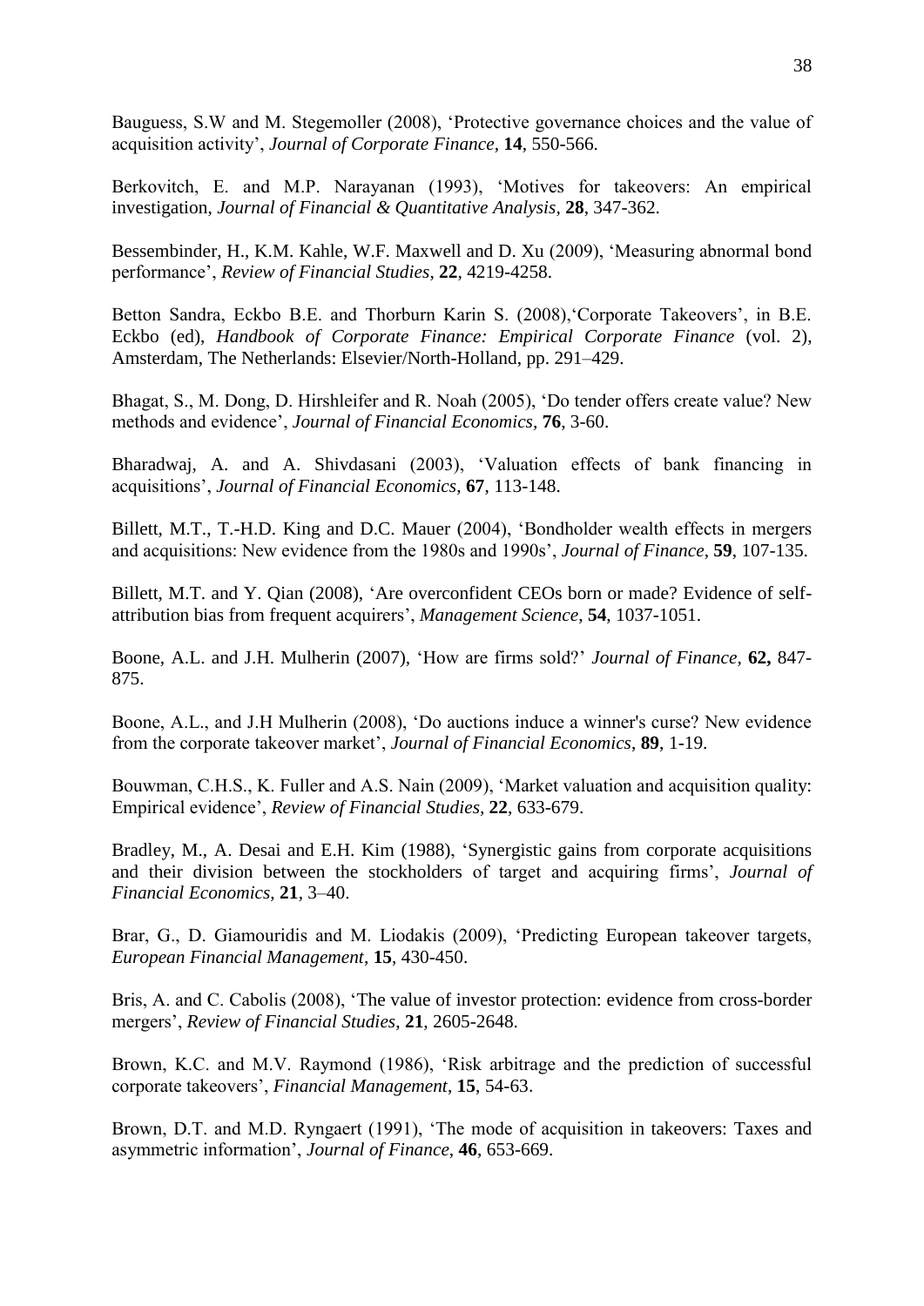Bauguess, S.W and M. Stegemoller (2008), 'Protective governance choices and the value of acquisition activity', *Journal of Corporate Finance*, **14**, 550-566.

Berkovitch, E. and M.P. Narayanan (1993), 'Motives for takeovers: An empirical investigation, *Journal of Financial & Quantitative Analysis*, **28**, 347-362.

Bessembinder, H., K.M. Kahle, W.F. Maxwell and D. Xu (2009), 'Measuring abnormal bond performance', *Review of Financial Studies*, **22**, 4219-4258.

Betton Sandra, Eckbo B.E. and Thorburn Karin S. (2008),'Corporate Takeovers', in B.E. Eckbo (ed), *Handbook of Corporate Finance: Empirical Corporate Finance* (vol. 2), Amsterdam, The Netherlands: Elsevier/North-Holland, pp. 291–429.

Bhagat, S., M. Dong, D. Hirshleifer and R. Noah (2005), 'Do tender offers create value? New methods and evidence', *Journal of Financial Economics*, **76**, 3-60.

Bharadwaj, A. and A. Shivdasani (2003), 'Valuation effects of bank financing in acquisitions', *Journal of Financial Economics*, **67**, 113-148.

Billett, M.T., T.-H.D. King and D.C. Mauer (2004), 'Bondholder wealth effects in mergers and acquisitions: New evidence from the 1980s and 1990s', *Journal of Finance*, **59**, 107-135.

Billett, M.T. and Y. Qian (2008), 'Are overconfident CEOs born or made? Evidence of self-attribution bias from frequent acquirers', *Management Science*, **54**, 1037-1051.

Boone, A.L. and J.H. Mulherin (2007), 'How are firms sold?' *Journal of Finance*, **62,** 847-875.

Boone, A.L., and J.H Mulherin (2008), 'Do auctions induce a winner's curse? New evidence from the corporate takeover market', *Journal of Financial Economics*, **89**, 1-19.

Bouwman, C.H.S., K. Fuller and A.S. Nain (2009), 'Market valuation and acquisition quality: Empirical evidence', *Review of Financial Studies*, **22**, 633-679.

Bradley, M., A. Desai and E.H. Kim (1988), 'Synergistic gains from corporate acquisitions and their division between the stockholders of target and acquiring firms', *Journal of Financial Economics*, **21**, 3–40.

Brar, G., D. Giamouridis and M. Liodakis (2009), 'Predicting European takeover targets, *European Financial Management*, **15**, 430-450.

Bris, A. and C. Cabolis (2008), 'The value of investor protection: evidence from cross-border mergers', *Review of Financial Studies*, **21**, 2605-2648.

Brown, K.C. and M.V. Raymond (1986), 'Risk arbitrage and the prediction of successful corporate takeovers', *Financial Management*, **15**, 54-63.

Brown, D.T. and M.D. Ryngaert (1991), 'The mode of acquisition in takeovers: Taxes and asymmetric information', *Journal of Finance*, **46**, 653-669.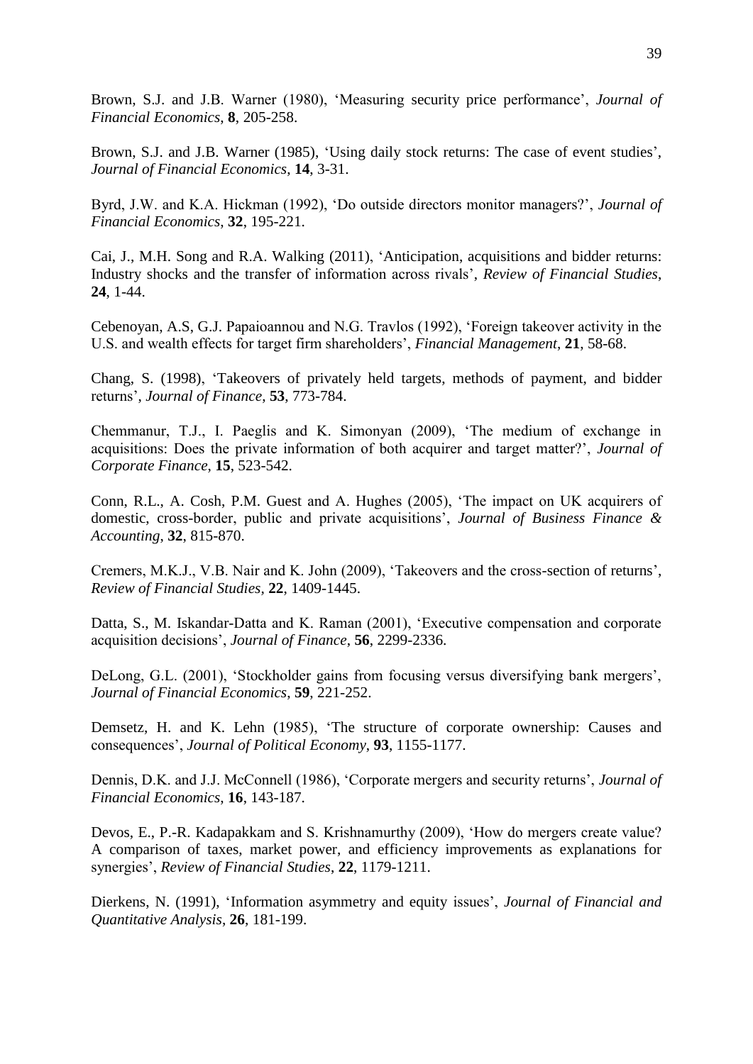Brown, S.J. and J.B. Warner (1980), 'Measuring security price performance', *Journal of Financial Economics*, **8**, 205-258.

Brown, S.J. and J.B. Warner (1985), 'Using daily stock returns: The case of event studies', *Journal of Financial Economics*, **14**, 3-31.

Byrd, J.W. and K.A. Hickman (1992), 'Do outside directors monitor managers?', *Journal of Financial Economics*, **32**, 195-221.

Cai, J., M.H. Song and R.A. Walking (2011), 'Anticipation, acquisitions and bidder returns: Industry shocks and the transfer of information across rivals', *Review of Financial Studies*, **24**, 1-44.

Cebenoyan, A.S, G.J. Papaioannou and N.G. Travlos (1992), 'Foreign takeover activity in the U.S. and wealth effects for target firm shareholders', *Financial Management*, **21**, 58-68.

Chang, S. (1998), 'Takeovers of privately held targets, methods of payment, and bidder returns', *Journal of Finance*, **53**, 773-784.

Chemmanur, T.J., I. Paeglis and K. Simonyan (2009), 'The medium of exchange in acquisitions: Does the private information of both acquirer and target matter?', *Journal of Corporate Finance*, **15**, 523-542.

Conn, R.L., A. Cosh, P.M. Guest and A. Hughes (2005), 'The impact on UK acquirers of domestic, cross-border, public and private acquisitions', *Journal of Business Finance & Accounting*, **32**, 815-870.

Cremers, M.K.J., V.B. Nair and K. John (2009), 'Takeovers and the cross-section of returns', *Review of Financial Studies*, **22**, 1409-1445.

Datta, S., M. Iskandar-Datta and K. Raman (2001), 'Executive compensation and corporate acquisition decisions', *Journal of Finance*, **56**, 2299-2336.

DeLong, G.L. (2001), 'Stockholder gains from focusing versus diversifying bank mergers', *Journal of Financial Economics*, **59**, 221-252.

Demsetz, H. and K. Lehn (1985), 'The structure of corporate ownership: Causes and consequences', *Journal of Political Economy*, **93**, 1155-1177.

Dennis, D.K. and J.J. McConnell (1986), 'Corporate mergers and security returns', *Journal of Financial Economics*, **16**, 143-187.

Devos, E., P.-R. Kadapakkam and S. Krishnamurthy (2009), 'How do mergers create value? A comparison of taxes, market power, and efficiency improvements as explanations for synergies', *Review of Financial Studies*, **22**, 1179-1211.

Dierkens, N. (1991), 'Information asymmetry and equity issues', *Journal of Financial and Quantitative Analysis*, **26**, 181-199.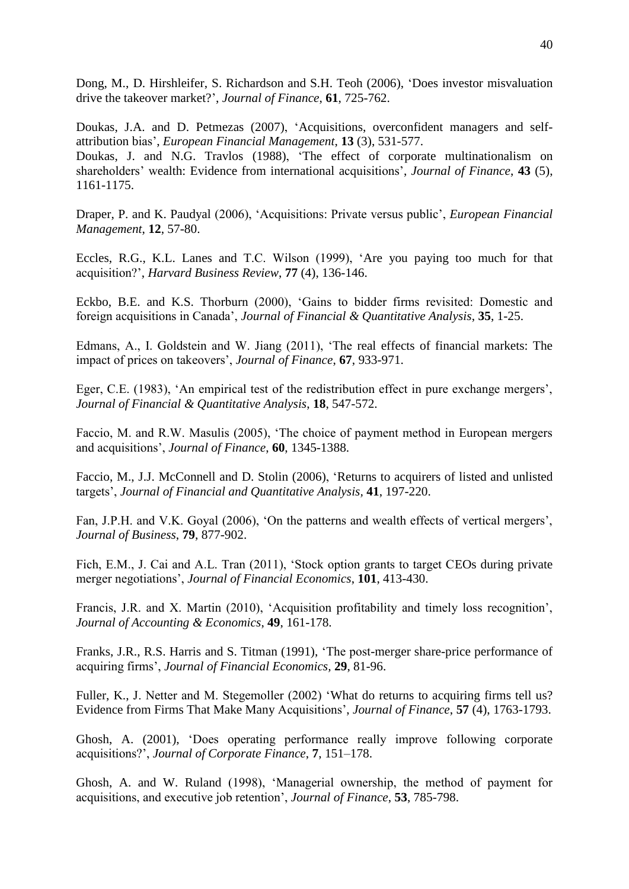Dong, M., D. Hirshleifer, S. Richardson and S.H. Teoh (2006), 'Does investor misvaluation drive the takeover market?', *Journal of Finance*, **61**, 725-762.

Doukas, J.A. and D. Petmezas (2007), 'Acquisitions, overconfident managers and self-attribution bias', *European Financial Management*, **13** (3), 531-577.
Doukas, J. and N.G. Travlos (1988), 'The effect of corporate multinationalism on shareholders' wealth: Evidence from international acquisitions', *Journal of Finance*, **43** (5), 1161-1175.

Draper, P. and K. Paudyal (2006), 'Acquisitions: Private versus public', *European Financial Management*, **12**, 57-80.

Eccles, R.G., K.L. Lanes and T.C. Wilson (1999), 'Are you paying too much for that acquisition?', *Harvard Business Review*, **77** (4), 136-146.

Eckbo, B.E. and K.S. Thorburn (2000), 'Gains to bidder firms revisited: Domestic and foreign acquisitions in Canada', *Journal of Financial & Quantitative Analysis,* **35**, 1-25.

Edmans, A., I. Goldstein and W. Jiang (2011), 'The real effects of financial markets: The impact of prices on takeovers', *Journal of Finance*, **67**, 933-971.

Eger, C.E. (1983), 'An empirical test of the redistribution effect in pure exchange mergers', *Journal of Financial & Quantitative Analysis,* **18**, 547-572.

Faccio, M. and R.W. Masulis (2005), 'The choice of payment method in European mergers and acquisitions', *Journal of Finance,* **60**, 1345-1388.

Faccio, M., J.J. McConnell and D. Stolin (2006), 'Returns to acquirers of listed and unlisted targets', *Journal of Financial and Quantitative Analysis,* **41**, 197-220.

Fan, J.P.H. and V.K. Goyal (2006), 'On the patterns and wealth effects of vertical mergers', *Journal of Business*, **79**, 877-902.

Fich, E.M., J. Cai and A.L. Tran (2011), 'Stock option grants to target CEOs during private merger negotiations', *Journal of Financial Economics*, **101**, 413-430.

Francis, J.R. and X. Martin (2010), 'Acquisition profitability and timely loss recognition', *Journal of Accounting & Economics*, **49**, 161-178.

Franks, J.R., R.S. Harris and S. Titman (1991), 'The post-merger share-price performance of acquiring firms', *Journal of Financial Economics,* **29**, 81-96.

Fuller, K., J. Netter and M. Stegemoller (2002) 'What do returns to acquiring firms tell us? Evidence from Firms That Make Many Acquisitions', *Journal of Finance*, **57** (4), 1763-1793.

Ghosh, A. (2001), 'Does operating performance really improve following corporate acquisitions?', *Journal of Corporate Finance,* **7**, 151–178.

Ghosh, A. and W. Ruland (1998), 'Managerial ownership, the method of payment for acquisitions, and executive job retention', *Journal of Finance*, **53**, 785-798.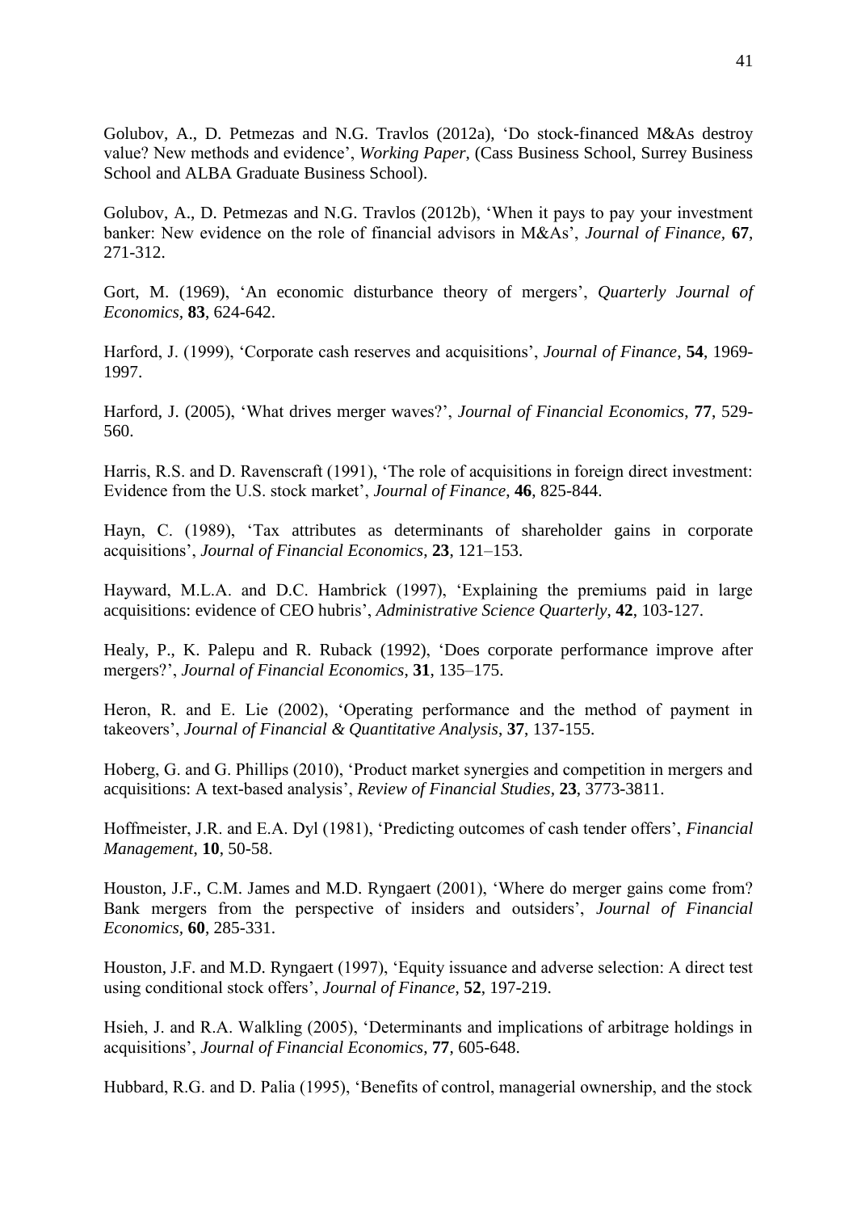Golubov, A., D. Petmezas and N.G. Travlos (2012a), 'Do stock-financed M&As destroy value? New methods and evidence', *Working Paper*, (Cass Business School, Surrey Business School and ALBA Graduate Business School).

Golubov, A., D. Petmezas and N.G. Travlos (2012b), 'When it pays to pay your investment banker: New evidence on the role of financial advisors in M&As', *Journal of Finance,* **67**, 271-312.

Gort, M. (1969), 'An economic disturbance theory of mergers', *Quarterly Journal of Economics,* **83**, 624-642.

Harford, J. (1999), 'Corporate cash reserves and acquisitions', *Journal of Finance*, **54**, 1969-1997.

Harford, J. (2005), 'What drives merger waves?', *Journal of Financial Economics*, **77**, 529-560.

Harris, R.S. and D. Ravenscraft (1991), 'The role of acquisitions in foreign direct investment: Evidence from the U.S. stock market', *Journal of Finance*, **46**, 825-844.

Hayn, C. (1989), 'Tax attributes as determinants of shareholder gains in corporate acquisitions', *Journal of Financial Economics*, **23**, 121–153.

Hayward, M.L.A. and D.C. Hambrick (1997), 'Explaining the premiums paid in large acquisitions: evidence of CEO hubris', *Administrative Science Quarterly*, **42**, 103-127.

Healy, P., K. Palepu and R. Ruback (1992), 'Does corporate performance improve after mergers?', *Journal of Financial Economics*, **31**, 135–175.

Heron, R. and E. Lie (2002), 'Operating performance and the method of payment in takeovers', *Journal of Financial & Quantitative Analysis*, **37**, 137-155.

Hoberg, G. and G. Phillips (2010), 'Product market synergies and competition in mergers and acquisitions: A text-based analysis', *Review of Financial Studies*, **23**, 3773-3811.

Hoffmeister, J.R. and E.A. Dyl (1981), 'Predicting outcomes of cash tender offers', *Financial Management*, **10**, 50-58.

Houston, J.F., C.M. James and M.D. Ryngaert (2001), 'Where do merger gains come from? Bank mergers from the perspective of insiders and outsiders', *Journal of Financial Economics,* **60**, 285-331.

Houston, J.F. and M.D. Ryngaert (1997), 'Equity issuance and adverse selection: A direct test using conditional stock offers', *Journal of Finance*, **52**, 197-219.

Hsieh, J. and R.A. Walkling (2005), 'Determinants and implications of arbitrage holdings in acquisitions', *Journal of Financial Economics*, **77**, 605-648.

Hubbard, R.G. and D. Palia (1995), 'Benefits of control, managerial ownership, and the stock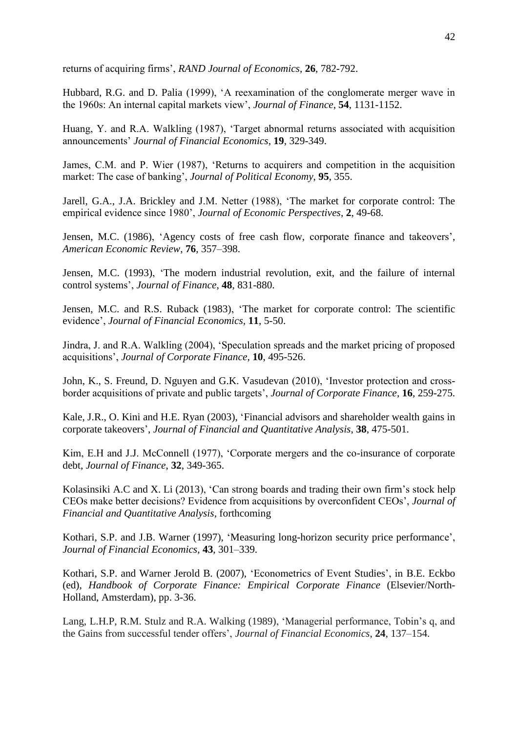returns of acquiring firms', *RAND Journal of Economics*, **26**, 782-792.

Hubbard, R.G. and D. Palia (1999), 'A reexamination of the conglomerate merger wave in the 1960s: An internal capital markets view', *Journal of Finance*, **54**, 1131-1152.

Huang, Y. and R.A. Walkling (1987), 'Target abnormal returns associated with acquisition announcements' *Journal of Financial Economics*, **19**, 329-349.

James, C.M. and P. Wier (1987), 'Returns to acquirers and competition in the acquisition market: The case of banking', *Journal of Political Economy*, **95**, 355.

Jarell, G.A., J.A. Brickley and J.M. Netter (1988), 'The market for corporate control: The empirical evidence since 1980', *Journal of Economic Perspectives*, **2**, 49-68.

Jensen, M.C. (1986), 'Agency costs of free cash flow, corporate finance and takeovers', *American Economic Review*, **76**, 357–398.

Jensen, M.C. (1993), 'The modern industrial revolution, exit, and the failure of internal control systems', *Journal of Finance*, **48**, 831-880.

Jensen, M.C. and R.S. Ruback (1983), 'The market for corporate control: The scientific evidence', *Journal of Financial Economics*, **11**, 5-50.

Jindra, J. and R.A. Walkling (2004), 'Speculation spreads and the market pricing of proposed acquisitions', *Journal of Corporate Finance*, **10**, 495-526.

John, K., S. Freund, D. Nguyen and G.K. Vasudevan (2010), 'Investor protection and cross-border acquisitions of private and public targets', *Journal of Corporate Finance*, **16**, 259-275.

Kale, J.R., O. Kini and H.E. Ryan (2003), 'Financial advisors and shareholder wealth gains in corporate takeovers', *Journal of Financial and Quantitative Analysis*, **38**, 475-501.

Kim, E.H and J.J. McConnell (1977), 'Corporate mergers and the co-insurance of corporate debt, *Journal of Finance*, **32**, 349-365.

Kolasinsiki A.C and X. Li (2013), 'Can strong boards and trading their own firm's stock help CEOs make better decisions? Evidence from acquisitions by overconfident CEOs', *Journal of Financial and Quantitative Analysis*, forthcoming

Kothari, S.P. and J.B. Warner (1997), 'Measuring long-horizon security price performance', *Journal of Financial Economics*, **43**, 301–339.

Kothari, S.P. and Warner Jerold B. (2007), 'Econometrics of Event Studies', in B.E. Eckbo (ed), *Handbook of Corporate Finance: Empirical Corporate Finance* (Elsevier/North-Holland, Amsterdam), pp. 3-36.

Lang, L.H.P, R.M. Stulz and R.A. Walking (1989), 'Managerial performance, Tobin's q, and the Gains from successful tender offers', *Journal of Financial Economics*, **24**, 137–154.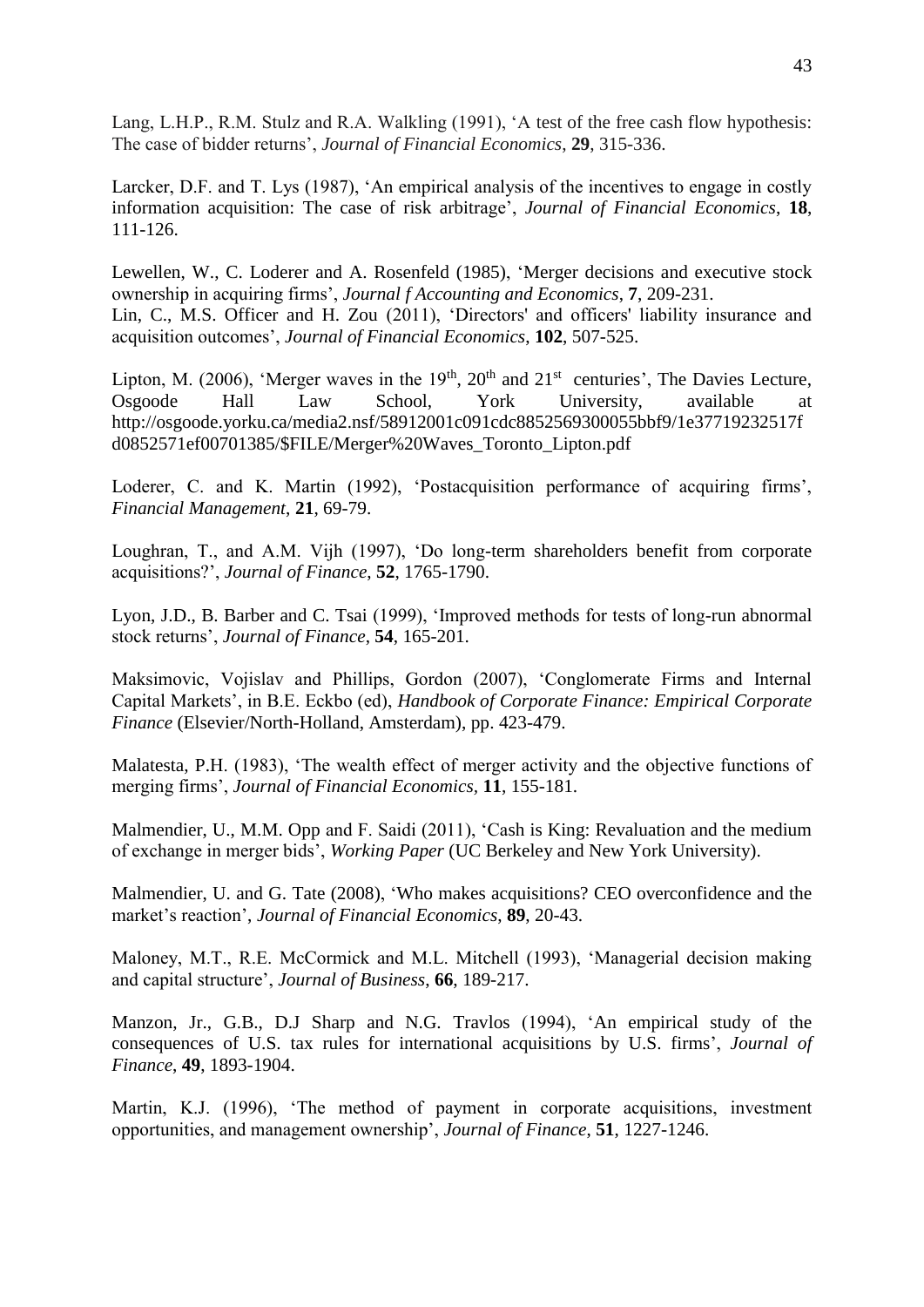Lang, L.H.P., R.M. Stulz and R.A. Walkling (1991), 'A test of the free cash flow hypothesis: The case of bidder returns', *Journal of Financial Economics*, **29**, 315-336.

Larcker, D.F. and T. Lys (1987), 'An empirical analysis of the incentives to engage in costly information acquisition: The case of risk arbitrage', *Journal of Financial Economics*, **18**, 111-126.

Lewellen, W., C. Loderer and A. Rosenfeld (1985), 'Merger decisions and executive stock ownership in acquiring firms', *Journal f Accounting and Economics*, **7**, 209-231.

Lin, C., M.S. Officer and H. Zou (2011), 'Directors' and officers' liability insurance and acquisition outcomes', *Journal of Financial Economics*, **102**, 507-525.

Lipton, M. (2006), 'Merger waves in the 19th, 20th and 21st centuries', The Davies Lecture, Osgoode Hall Law School, York University, available at http://osgoode.yorku.ca/media2.nsf/58912001c091cdc8852569300055bbf9/1e37719232517fd0852571ef00701385/$FILE/Merger%20Waves_Toronto_Lipton.pdf

Loderer, C. and K. Martin (1992), 'Postacquisition performance of acquiring firms', *Financial Management*, **21**, 69-79.

Loughran, T., and A.M. Vijh (1997), 'Do long-term shareholders benefit from corporate acquisitions?', *Journal of Finance*, **52**, 1765-1790.

Lyon, J.D., B. Barber and C. Tsai (1999), 'Improved methods for tests of long-run abnormal stock returns', *Journal of Finance*, **54**, 165-201.

Maksimovic, Vojislav and Phillips, Gordon (2007), 'Conglomerate Firms and Internal Capital Markets', in B.E. Eckbo (ed), *Handbook of Corporate Finance: Empirical Corporate Finance* (Elsevier/North-Holland, Amsterdam), pp. 423-479.

Malatesta, P.H. (1983), 'The wealth effect of merger activity and the objective functions of merging firms', *Journal of Financial Economics*, **11**, 155-181.

Malmendier, U., M.M. Opp and F. Saidi (2011), 'Cash is King: Revaluation and the medium of exchange in merger bids', *Working Paper* (UC Berkeley and New York University).

Malmendier, U. and G. Tate (2008), 'Who makes acquisitions? CEO overconfidence and the market's reaction', *Journal of Financial Economics*, **89**, 20-43.

Maloney, M.T., R.E. McCormick and M.L. Mitchell (1993), 'Managerial decision making and capital structure', *Journal of Business*, **66**, 189-217.

Manzon, Jr., G.B., D.J Sharp and N.G. Travlos (1994), 'An empirical study of the consequences of U.S. tax rules for international acquisitions by U.S. firms', *Journal of Finance*, **49**, 1893-1904.

Martin, K.J. (1996), 'The method of payment in corporate acquisitions, investment opportunities, and management ownership', *Journal of Finance*, **51**, 1227-1246.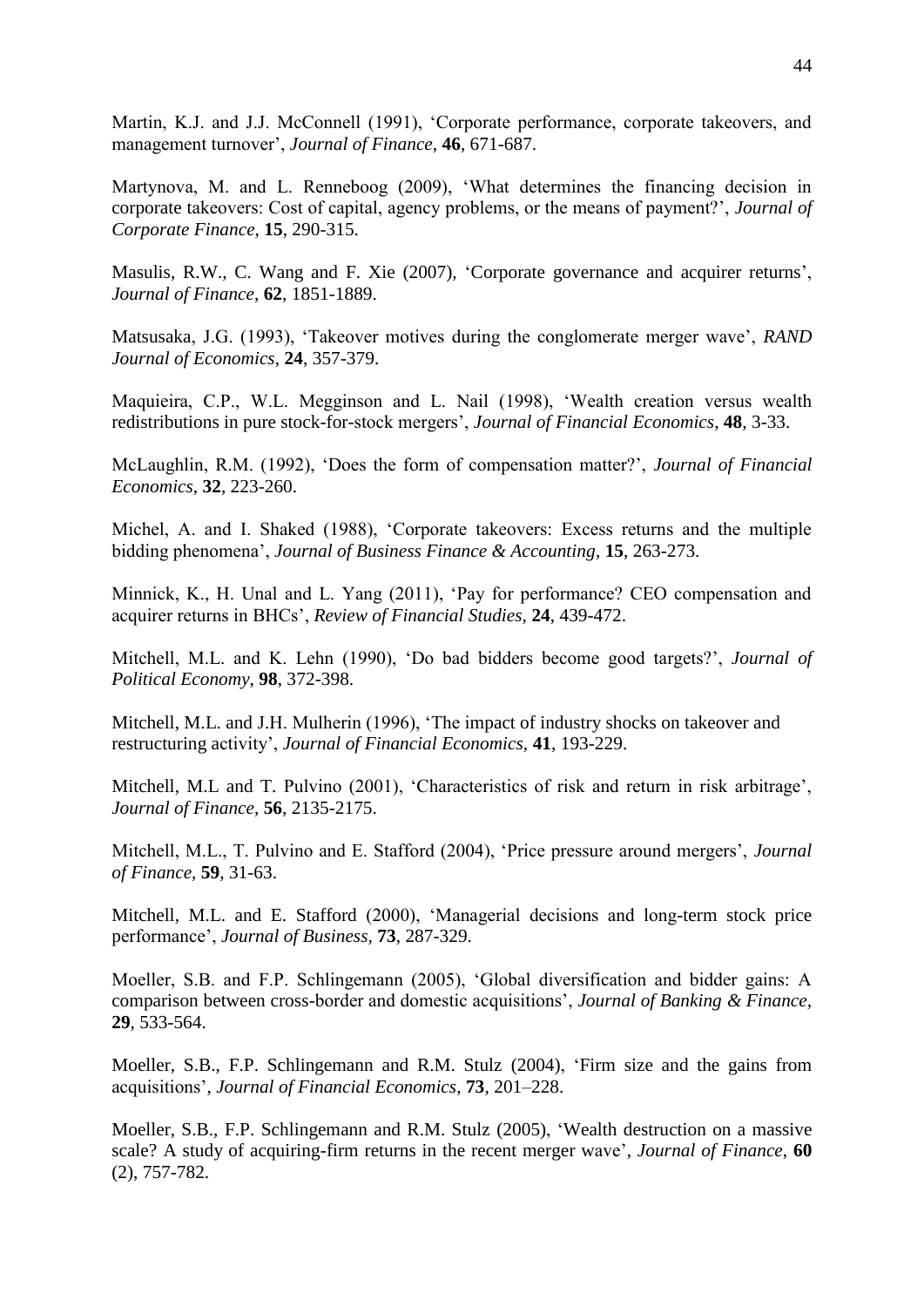Martin, K.J. and J.J. McConnell (1991), 'Corporate performance, corporate takeovers, and management turnover', *Journal of Finance*, **46**, 671-687.

Martynova, M. and L. Renneboog (2009), 'What determines the financing decision in corporate takeovers: Cost of capital, agency problems, or the means of payment?', *Journal of Corporate Finance*, **15**, 290-315.

Masulis, R.W., C. Wang and F. Xie (2007), 'Corporate governance and acquirer returns', *Journal of Finance*, **62**, 1851-1889.

Matsusaka, J.G. (1993), 'Takeover motives during the conglomerate merger wave', *RAND Journal of Economics*, **24**, 357-379.

Maquieira, C.P., W.L. Megginson and L. Nail (1998), 'Wealth creation versus wealth redistributions in pure stock-for-stock mergers', *Journal of Financial Economics*, **48**, 3-33.

McLaughlin, R.M. (1992), 'Does the form of compensation matter?', *Journal of Financial Economics*, **32**, 223-260.

Michel, A. and I. Shaked (1988), 'Corporate takeovers: Excess returns and the multiple bidding phenomena', *Journal of Business Finance & Accounting*, **15**, 263-273.

Minnick, K., H. Unal and L. Yang (2011), 'Pay for performance? CEO compensation and acquirer returns in BHCs', *Review of Financial Studies*, **24**, 439-472.

Mitchell, M.L. and K. Lehn (1990), 'Do bad bidders become good targets?', *Journal of Political Economy*, **98**, 372-398.

Mitchell, M.L. and J.H. Mulherin (1996), 'The impact of industry shocks on takeover and restructuring activity', *Journal of Financial Economics*, **41**, 193-229.

Mitchell, M.L and T. Pulvino (2001), 'Characteristics of risk and return in risk arbitrage', *Journal of Finance*, **56**, 2135-2175.

Mitchell, M.L., T. Pulvino and E. Stafford (2004), 'Price pressure around mergers', *Journal of Finance*, **59**, 31-63.

Mitchell, M.L. and E. Stafford (2000), 'Managerial decisions and long-term stock price performance', *Journal of Business*, **73**, 287-329.

Moeller, S.B. and F.P. Schlingemann (2005), 'Global diversification and bidder gains: A comparison between cross-border and domestic acquisitions', *Journal of Banking & Finance*, **29**, 533-564.

Moeller, S.B., F.P. Schlingemann and R.M. Stulz (2004), 'Firm size and the gains from acquisitions', *Journal of Financial Economics*, **73**, 201–228.

Moeller, S.B., F.P. Schlingemann and R.M. Stulz (2005), 'Wealth destruction on a massive scale? A study of acquiring-firm returns in the recent merger wave', *Journal of Finance*, **60** (2), 757-782.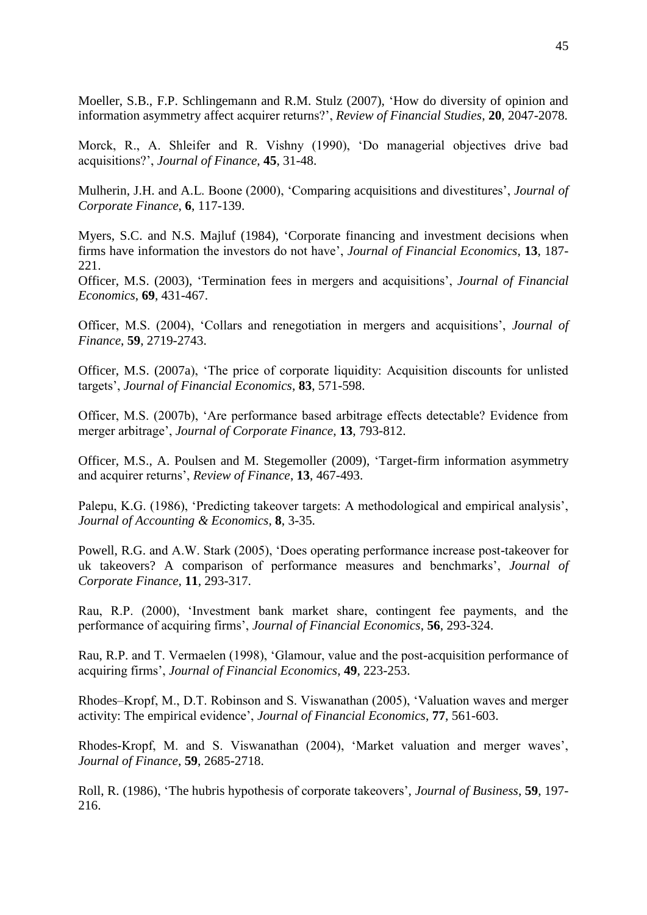Moeller, S.B., F.P. Schlingemann and R.M. Stulz (2007), 'How do diversity of opinion and information asymmetry affect acquirer returns?', *Review of Financial Studies*, **20**, 2047-2078.

Morck, R., A. Shleifer and R. Vishny (1990), 'Do managerial objectives drive bad acquisitions?', *Journal of Finance*, **45**, 31-48.

Mulherin, J.H. and A.L. Boone (2000), 'Comparing acquisitions and divestitures', *Journal of Corporate Finance*, **6**, 117-139.

Myers, S.C. and N.S. Majluf (1984), 'Corporate financing and investment decisions when firms have information the investors do not have', *Journal of Financial Economics*, **13**, 187-221.

Officer, M.S. (2003), 'Termination fees in mergers and acquisitions', *Journal of Financial Economics*, **69**, 431-467.

Officer, M.S. (2004), 'Collars and renegotiation in mergers and acquisitions', *Journal of Finance*, **59**, 2719-2743.

Officer, M.S. (2007a), 'The price of corporate liquidity: Acquisition discounts for unlisted targets', *Journal of Financial Economics*, **83**, 571-598.

Officer, M.S. (2007b), 'Are performance based arbitrage effects detectable? Evidence from merger arbitrage', *Journal of Corporate Finance*, **13**, 793-812.

Officer, M.S., A. Poulsen and M. Stegemoller (2009), 'Target-firm information asymmetry and acquirer returns', *Review of Finance*, **13**, 467-493.

Palepu, K.G. (1986), 'Predicting takeover targets: A methodological and empirical analysis', *Journal of Accounting & Economics*, **8**, 3-35.

Powell, R.G. and A.W. Stark (2005), 'Does operating performance increase post-takeover for uk takeovers? A comparison of performance measures and benchmarks', *Journal of Corporate Finance*, **11**, 293-317.

Rau, R.P. (2000), 'Investment bank market share, contingent fee payments, and the performance of acquiring firms', *Journal of Financial Economics*, **56**, 293-324.

Rau, R.P. and T. Vermaelen (1998), 'Glamour, value and the post-acquisition performance of acquiring firms', *Journal of Financial Economics*, **49**, 223-253.

Rhodes–Kropf, M., D.T. Robinson and S. Viswanathan (2005), 'Valuation waves and merger activity: The empirical evidence', *Journal of Financial Economics*, **77**, 561-603.

Rhodes-Kropf, M. and S. Viswanathan (2004), 'Market valuation and merger waves', *Journal of Finance*, **59**, 2685-2718.

Roll, R. (1986), 'The hubris hypothesis of corporate takeovers', *Journal of Business*, **59**, 197-216.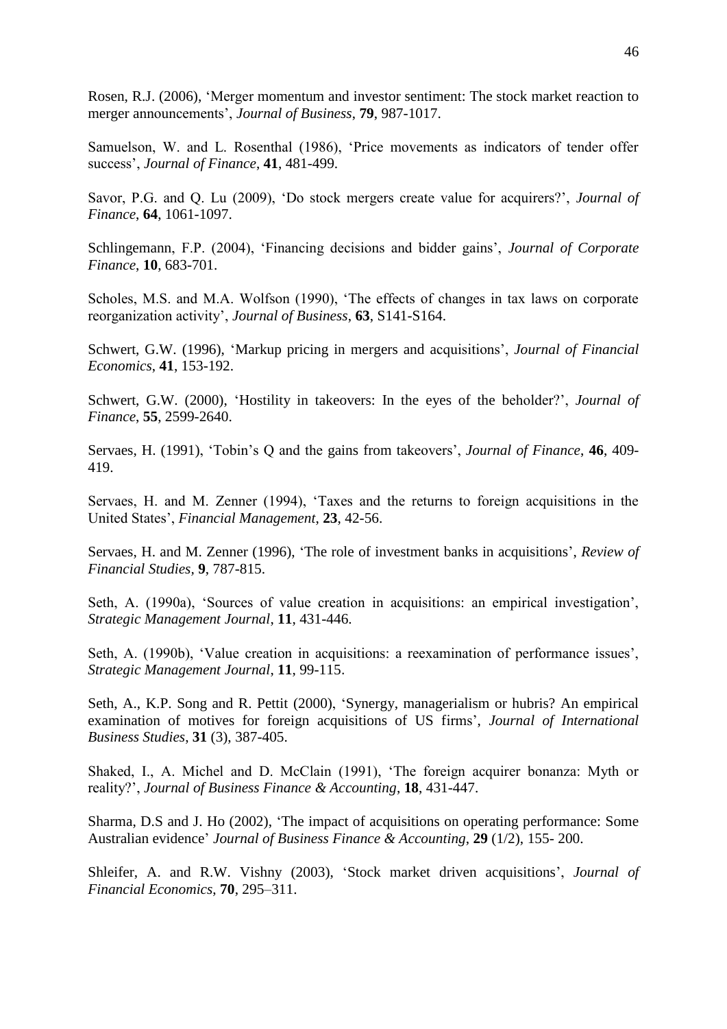Rosen, R.J. (2006), 'Merger momentum and investor sentiment: The stock market reaction to merger announcements', *Journal of Business*, **79**, 987-1017.

Samuelson, W. and L. Rosenthal (1986), 'Price movements as indicators of tender offer success', *Journal of Finance*, **41**, 481-499.

Savor, P.G. and Q. Lu (2009), 'Do stock mergers create value for acquirers?', *Journal of Finance*, **64**, 1061-1097.

Schlingemann, F.P. (2004), 'Financing decisions and bidder gains', *Journal of Corporate Finance*, **10**, 683-701.

Scholes, M.S. and M.A. Wolfson (1990), 'The effects of changes in tax laws on corporate reorganization activity', *Journal of Business*, **63**, S141-S164.

Schwert, G.W. (1996), 'Markup pricing in mergers and acquisitions', *Journal of Financial Economics*, **41**, 153-192.

Schwert, G.W. (2000), 'Hostility in takeovers: In the eyes of the beholder?', *Journal of Finance*, **55**, 2599-2640.

Servaes, H. (1991), 'Tobin's Q and the gains from takeovers', *Journal of Finance*, **46**, 409-419.

Servaes, H. and M. Zenner (1994), 'Taxes and the returns to foreign acquisitions in the United States', *Financial Management*, **23**, 42-56.

Servaes, H. and M. Zenner (1996), 'The role of investment banks in acquisitions', *Review of Financial Studies*, **9**, 787-815.

Seth, A. (1990a), 'Sources of value creation in acquisitions: an empirical investigation', *Strategic Management Journal*, **11**, 431-446.

Seth, A. (1990b), 'Value creation in acquisitions: a reexamination of performance issues', *Strategic Management Journal*, **11**, 99-115.

Seth, A., K.P. Song and R. Pettit (2000), 'Synergy, managerialism or hubris? An empirical examination of motives for foreign acquisitions of US firms', *Journal of International Business Studies*, **31** (3), 387-405.

Shaked, I., A. Michel and D. McClain (1991), 'The foreign acquirer bonanza: Myth or reality?', *Journal of Business Finance & Accounting*, **18**, 431-447.

Sharma, D.S and J. Ho (2002), 'The impact of acquisitions on operating performance: Some Australian evidence' *Journal of Business Finance & Accounting*, **29** (1/2), 155- 200.

Shleifer, A. and R.W. Vishny (2003), 'Stock market driven acquisitions', *Journal of Financial Economics*, **70**, 295–311.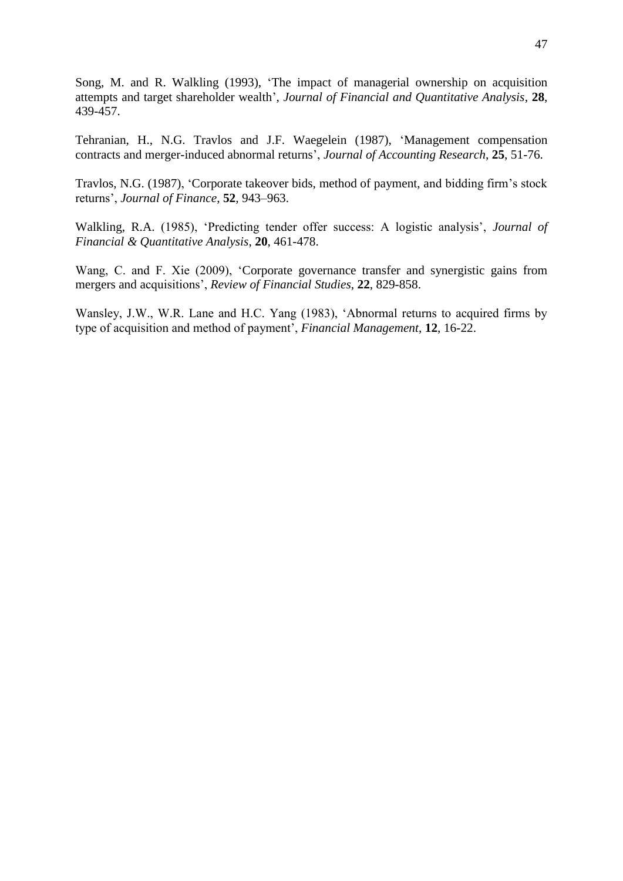Song, M. and R. Walkling (1993), 'The impact of managerial ownership on acquisition attempts and target shareholder wealth', *Journal of Financial and Quantitative Analysis*, **28**, 439-457.

Tehranian, H., N.G. Travlos and J.F. Waegelein (1987), 'Management compensation contracts and merger-induced abnormal returns', *Journal of Accounting Research*, **25**, 51-76.

Travlos, N.G. (1987), 'Corporate takeover bids, method of payment, and bidding firm's stock returns', *Journal of Finance*, **52**, 943–963.

Walkling, R.A. (1985), 'Predicting tender offer success: A logistic analysis', *Journal of Financial & Quantitative Analysis*, **20**, 461-478.

Wang, C. and F. Xie (2009), 'Corporate governance transfer and synergistic gains from mergers and acquisitions', *Review of Financial Studies*, **22**, 829-858.

Wansley, J.W., W.R. Lane and H.C. Yang (1983), 'Abnormal returns to acquired firms by type of acquisition and method of payment', *Financial Management*, **12**, 16-22.